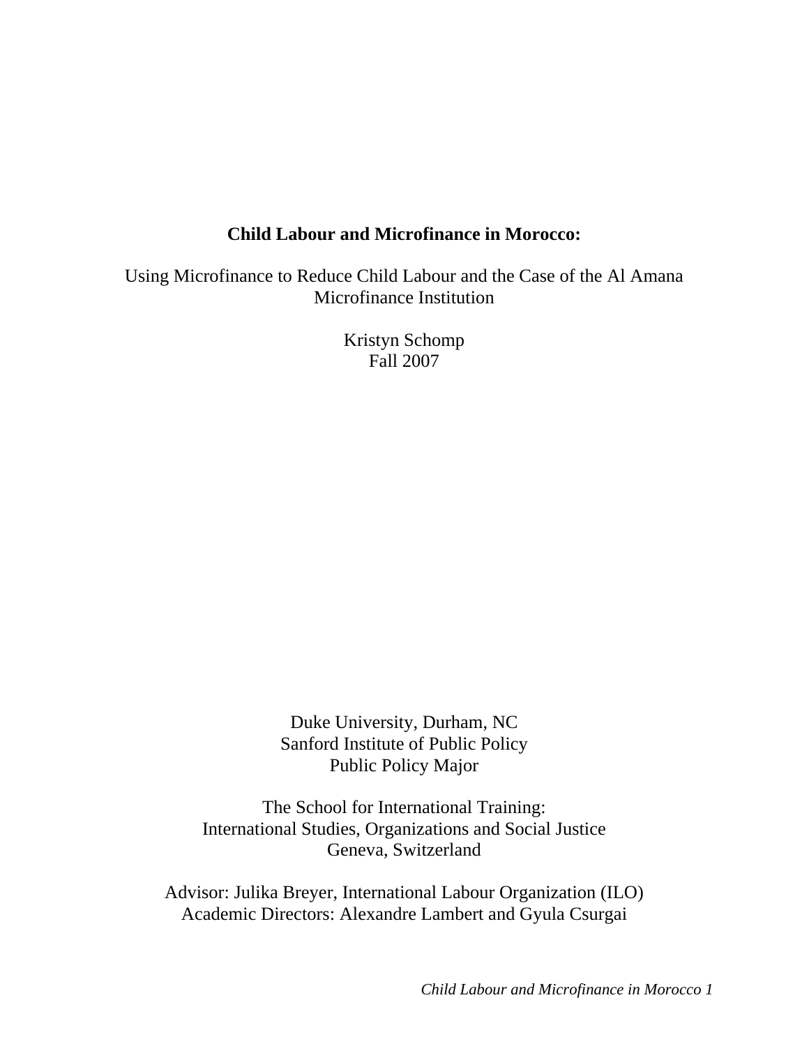# Child Labour and Microfinance in Morocco:

Using Microfinance to Reduce Child Labour and the Case of the Al Amana Microfinance Institution

Kristyn Schomp
Fall 2007

Duke University, Durham, NC
Sanford Institute of Public Policy
Public Policy Major

The School for International Training:
International Studies, Organizations and Social Justice
Geneva, Switzerland

Advisor: Julika Breyer, International Labour Organization (ILO)
Academic Directors: Alexandre Lambert and Gyula Csurgai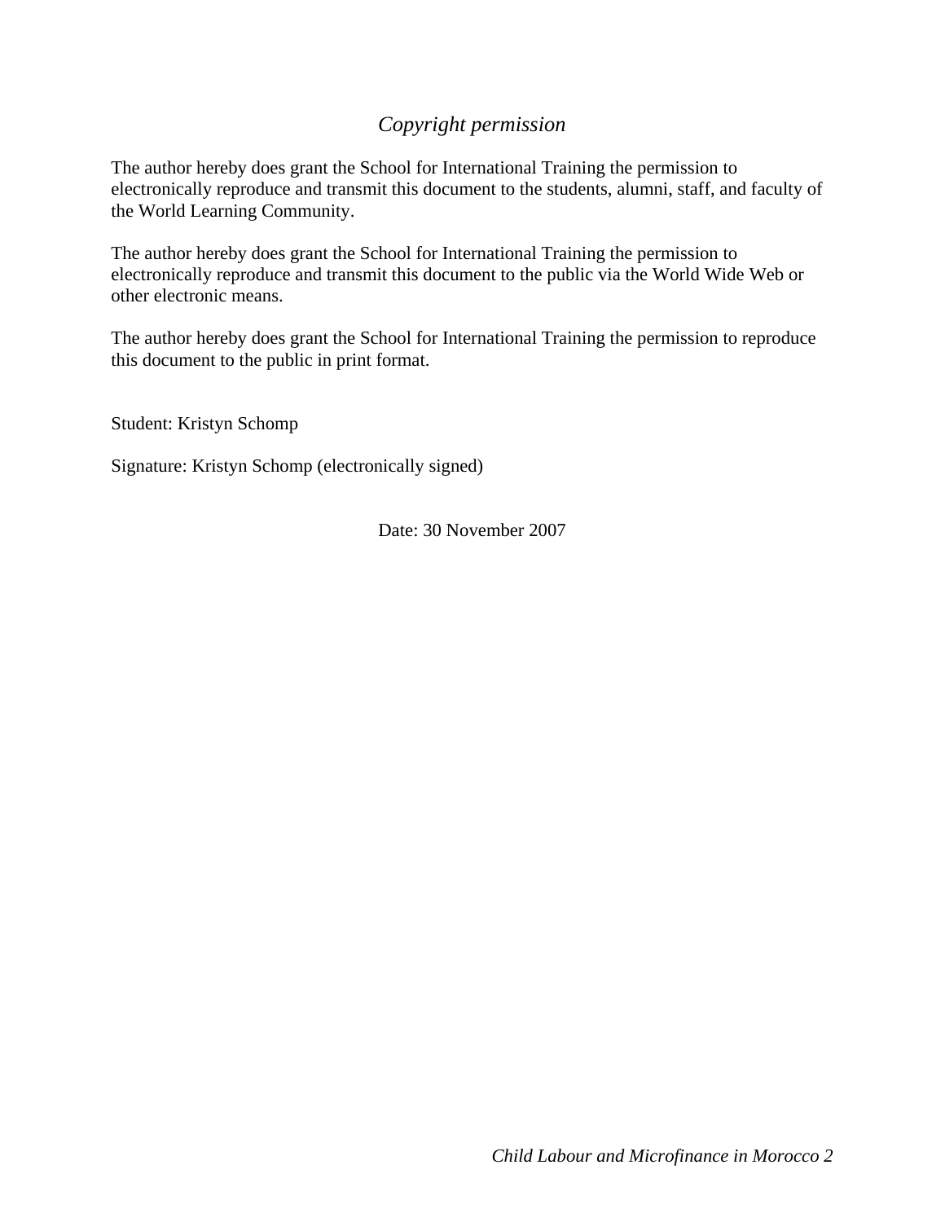*Copyright permission*

The author hereby does grant the School for International Training the permission to electronically reproduce and transmit this document to the students, alumni, staff, and faculty of the World Learning Community.

The author hereby does grant the School for International Training the permission to electronically reproduce and transmit this document to the public via the World Wide Web or other electronic means.

The author hereby does grant the School for International Training the permission to reproduce this document to the public in print format.

Student: Kristyn Schomp

Signature: Kristyn Schomp (electronically signed)

Date: 30 November 2007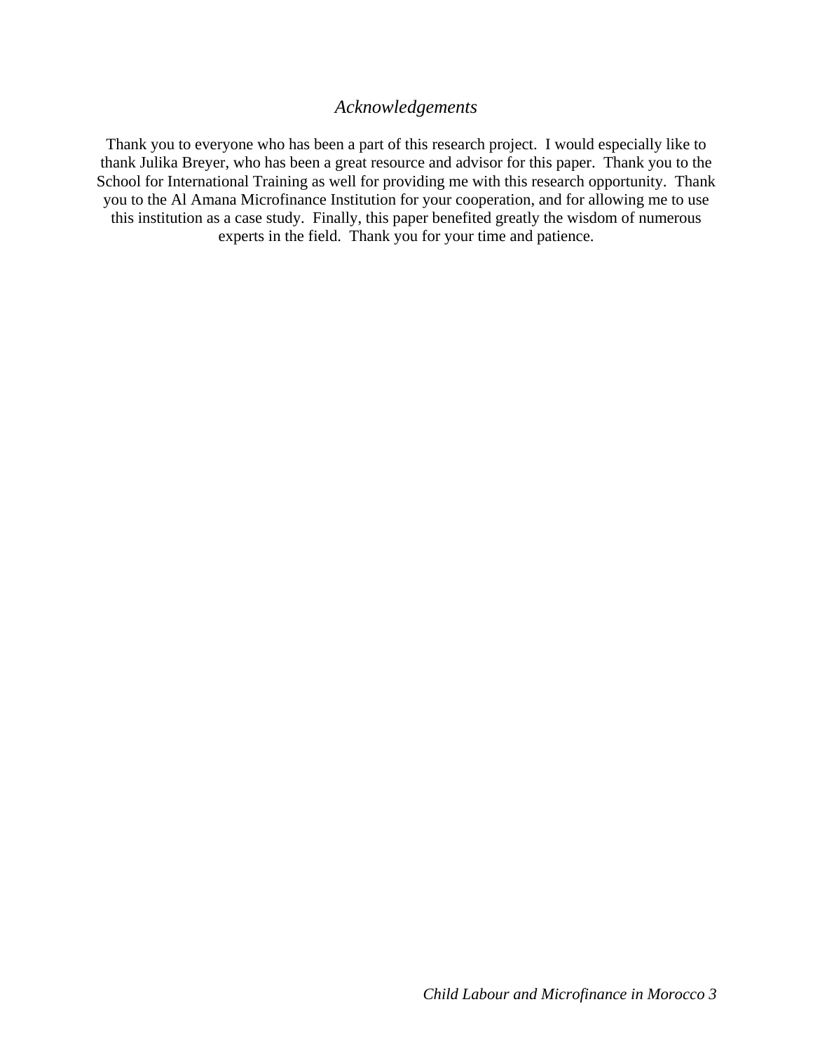## *Acknowledgements*

Thank you to everyone who has been a part of this research project. I would especially like to thank Julika Breyer, who has been a great resource and advisor for this paper. Thank you to the School for International Training as well for providing me with this research opportunity. Thank you to the Al Amana Microfinance Institution for your cooperation, and for allowing me to use this institution as a case study. Finally, this paper benefited greatly the wisdom of numerous experts in the field. Thank you for your time and patience.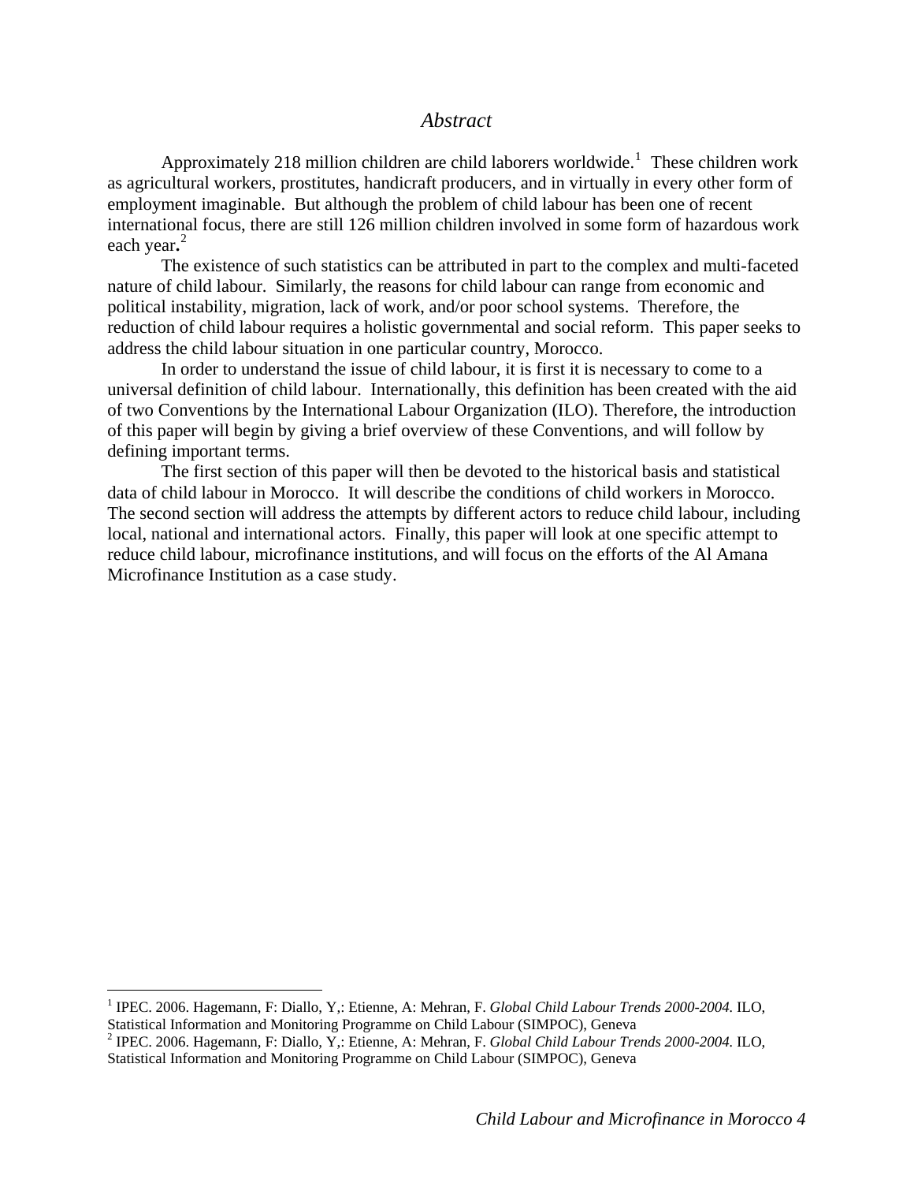# *Abstract*

Approximately 218 million children are child laborers worldwide.[1] These children work as agricultural workers, prostitutes, handicraft producers, and in virtually in every other form of employment imaginable. But although the problem of child labour has been one of recent international focus, there are still 126 million children involved in some form of hazardous work each year**.**[2]

The existence of such statistics can be attributed in part to the complex and multi-faceted nature of child labour. Similarly, the reasons for child labour can range from economic and political instability, migration, lack of work, and/or poor school systems. Therefore, the reduction of child labour requires a holistic governmental and social reform. This paper seeks to address the child labour situation in one particular country, Morocco.

In order to understand the issue of child labour, it is first it is necessary to come to a universal definition of child labour. Internationally, this definition has been created with the aid of two Conventions by the International Labour Organization (ILO). Therefore, the introduction of this paper will begin by giving a brief overview of these Conventions, and will follow by defining important terms.

The first section of this paper will then be devoted to the historical basis and statistical data of child labour in Morocco. It will describe the conditions of child workers in Morocco. The second section will address the attempts by different actors to reduce child labour, including local, national and international actors. Finally, this paper will look at one specific attempt to reduce child labour, microfinance institutions, and will focus on the efforts of the Al Amana Microfinance Institution as a case study.

---

[1] IPEC. 2006. Hagemann, F: Diallo, Y,: Etienne, A: Mehran, F. *Global Child Labour Trends 2000-2004.* ILO, Statistical Information and Monitoring Programme on Child Labour (SIMPOC), Geneva

[2] IPEC. 2006. Hagemann, F: Diallo, Y,: Etienne, A: Mehran, F. *Global Child Labour Trends 2000-2004.* ILO, Statistical Information and Monitoring Programme on Child Labour (SIMPOC), Geneva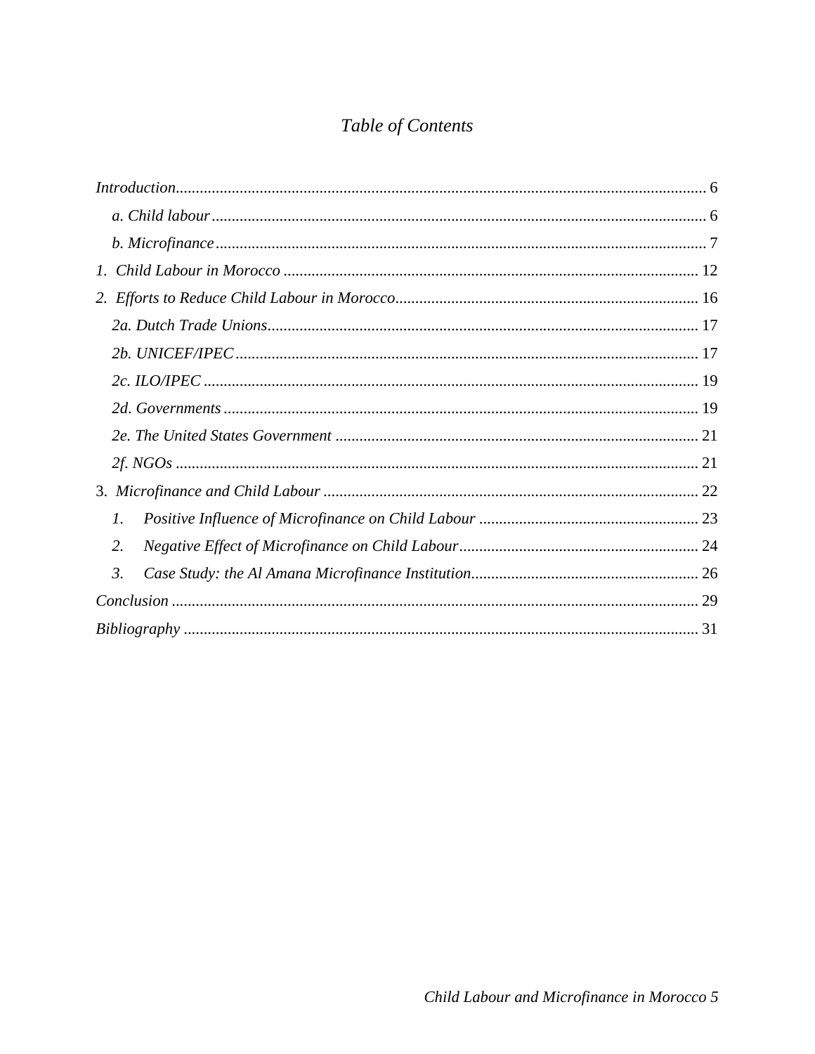# *Table of Contents*

*Introduction* ... 6

*a. Child labour* ... 6

*b. Microfinance* ... 7

*1. Child Labour in Morocco* ... 12

*2. Efforts to Reduce Child Labour in Morocco* ... 16

*2a. Dutch Trade Unions* ... 17

*2b. UNICEF/IPEC* ... 17

*2c. ILO/IPEC* ... 19

*2d. Governments* ... 19

*2e. The United States Government* ... 21

*2f. NGOs* ... 21

3. *Microfinance and Child Labour* ... 22

*1. Positive Influence of Microfinance on Child Labour* ... 23

*2. Negative Effect of Microfinance on Child Labour* ... 24

*3. Case Study: the Al Amana Microfinance Institution* ... 26

*Conclusion* ... 29

*Bibliography* ... 31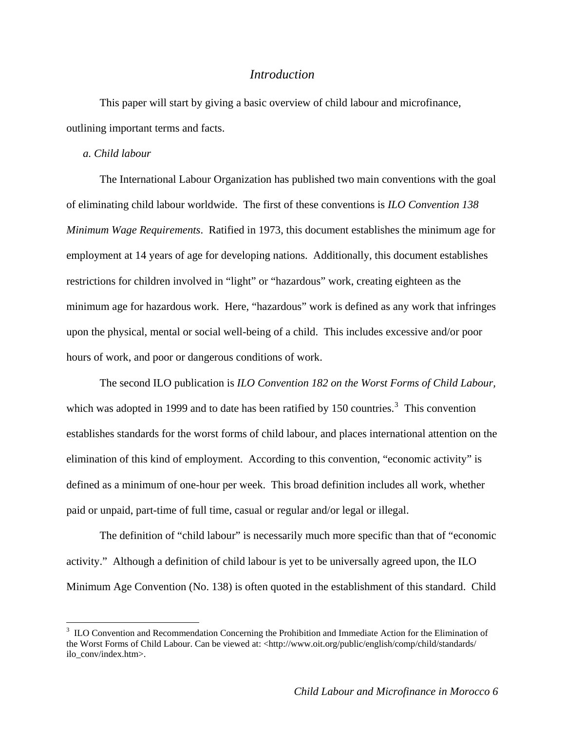## *Introduction*

This paper will start by giving a basic overview of child labour and microfinance, outlining important terms and facts.

### *a. Child labour*

The International Labour Organization has published two main conventions with the goal of eliminating child labour worldwide. The first of these conventions is *ILO Convention 138 Minimum Wage Requirements*. Ratified in 1973, this document establishes the minimum age for employment at 14 years of age for developing nations. Additionally, this document establishes restrictions for children involved in "light" or "hazardous" work, creating eighteen as the minimum age for hazardous work. Here, "hazardous" work is defined as any work that infringes upon the physical, mental or social well-being of a child. This includes excessive and/or poor hours of work, and poor or dangerous conditions of work.

The second ILO publication is *ILO Convention 182 on the Worst Forms of Child Labour*, which was adopted in 1999 and to date has been ratified by 150 countries.[3] This convention establishes standards for the worst forms of child labour, and places international attention on the elimination of this kind of employment. According to this convention, "economic activity" is defined as a minimum of one-hour per week. This broad definition includes all work, whether paid or unpaid, part-time of full time, casual or regular and/or legal or illegal.

The definition of "child labour" is necessarily much more specific than that of "economic activity." Although a definition of child labour is yet to be universally agreed upon, the ILO Minimum Age Convention (No. 138) is often quoted in the establishment of this standard. Child

---

[3] ILO Convention and Recommendation Concerning the Prohibition and Immediate Action for the Elimination of the Worst Forms of Child Labour. Can be viewed at: <http://www.oit.org/public/english/comp/child/standards/ilo_conv/index.htm>.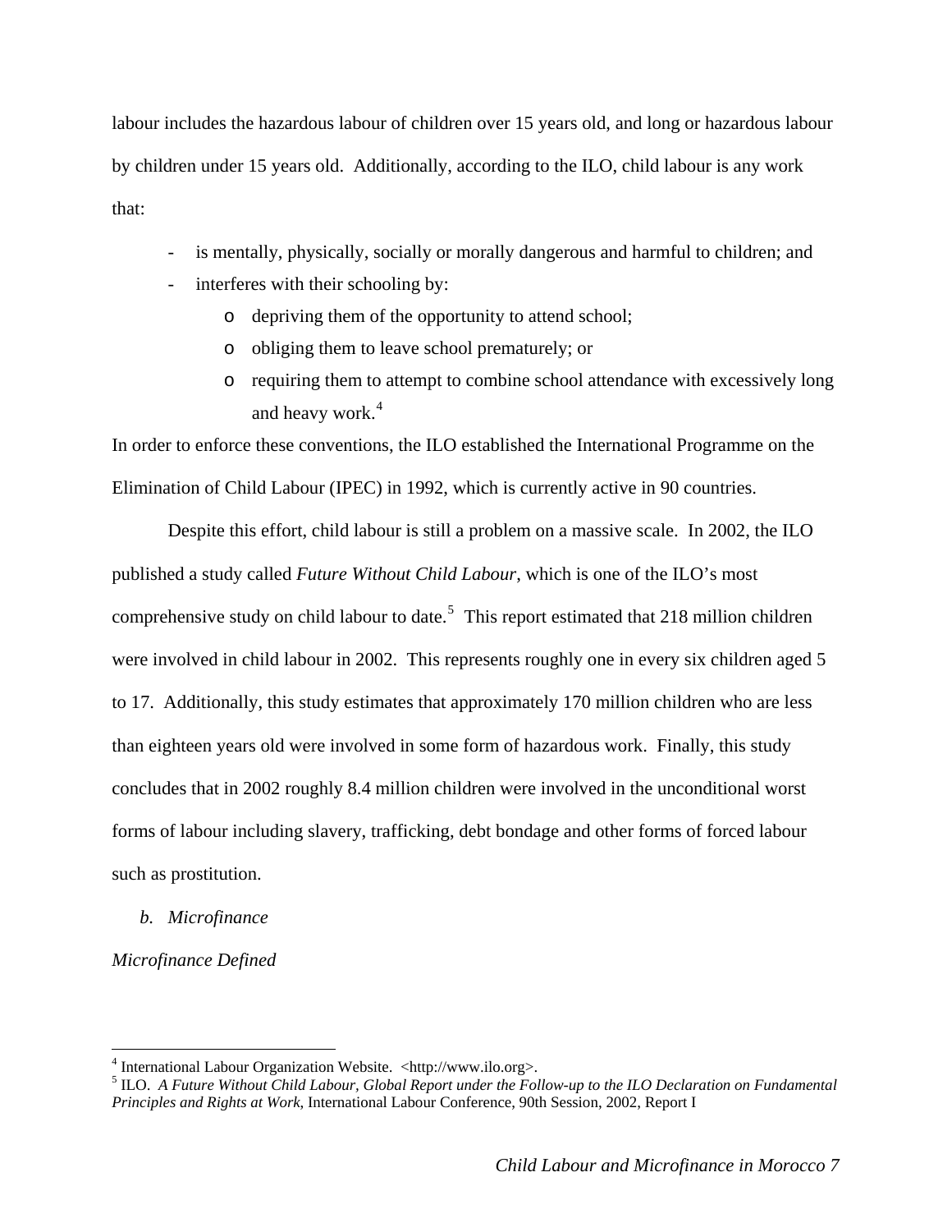labour includes the hazardous labour of children over 15 years old, and long or hazardous labour by children under 15 years old. Additionally, according to the ILO, child labour is any work that:

- is mentally, physically, socially or morally dangerous and harmful to children; and
- interferes with their schooling by:
  - depriving them of the opportunity to attend school;
  - obliging them to leave school prematurely; or
  - requiring them to attempt to combine school attendance with excessively long and heavy work.[4]

In order to enforce these conventions, the ILO established the International Programme on the Elimination of Child Labour (IPEC) in 1992, which is currently active in 90 countries.

Despite this effort, child labour is still a problem on a massive scale. In 2002, the ILO published a study called *Future Without Child Labour*, which is one of the ILO's most comprehensive study on child labour to date.[5] This report estimated that 218 million children were involved in child labour in 2002. This represents roughly one in every six children aged 5 to 17. Additionally, this study estimates that approximately 170 million children who are less than eighteen years old were involved in some form of hazardous work. Finally, this study concludes that in 2002 roughly 8.4 million children were involved in the unconditional worst forms of labour including slavery, trafficking, debt bondage and other forms of forced labour such as prostitution.

### *b. Microfinance*

#### *Microfinance Defined*

---

[4] International Labour Organization Website. <http://www.ilo.org>.

[5] ILO. *A Future Without Child Labour, Global Report under the Follow-up to the ILO Declaration on Fundamental Principles and Rights at Work*, International Labour Conference, 90th Session, 2002, Report I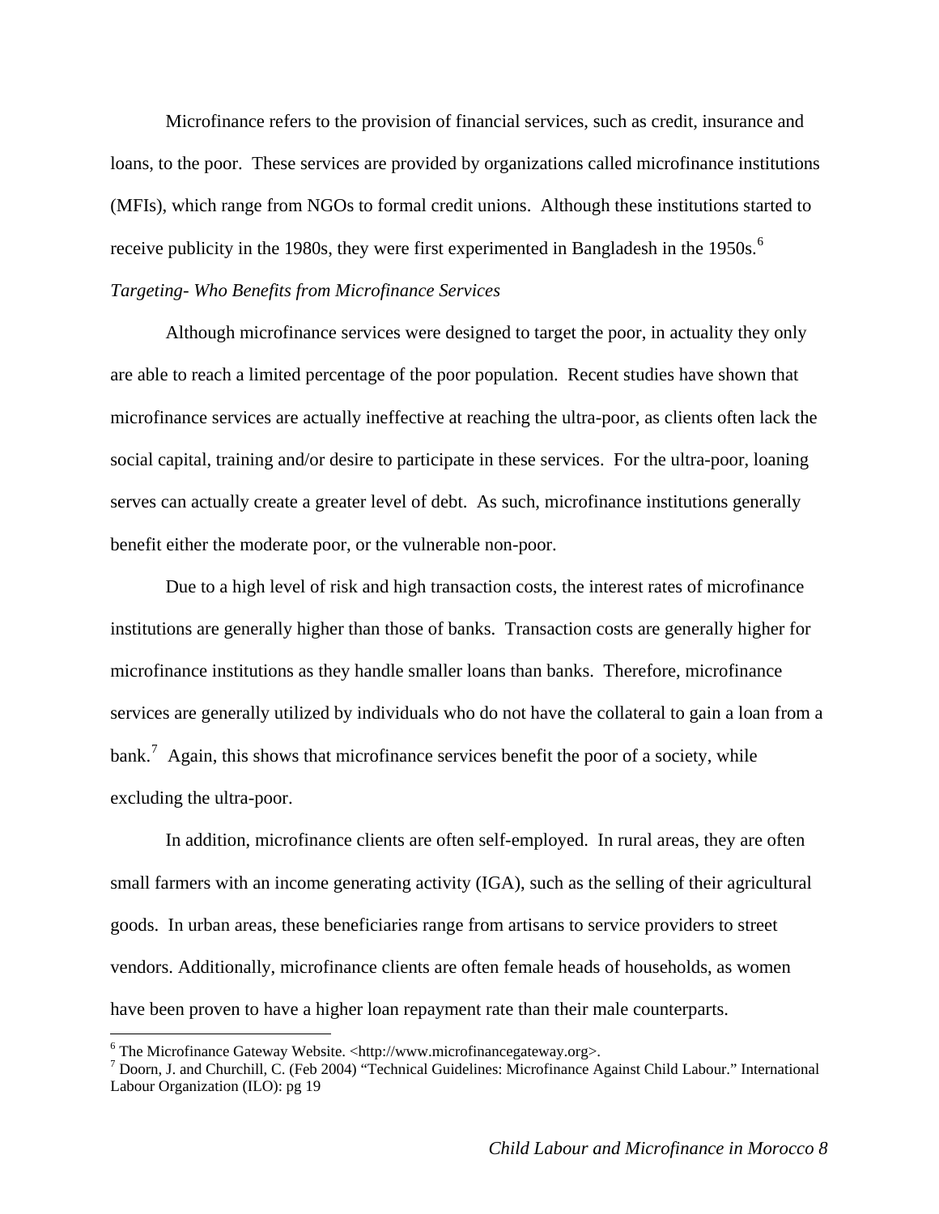Microfinance refers to the provision of financial services, such as credit, insurance and loans, to the poor. These services are provided by organizations called microfinance institutions (MFIs), which range from NGOs to formal credit unions. Although these institutions started to receive publicity in the 1980s, they were first experimented in Bangladesh in the 1950s.[6]

*Targeting- Who Benefits from Microfinance Services*

Although microfinance services were designed to target the poor, in actuality they only are able to reach a limited percentage of the poor population. Recent studies have shown that microfinance services are actually ineffective at reaching the ultra-poor, as clients often lack the social capital, training and/or desire to participate in these services. For the ultra-poor, loaning serves can actually create a greater level of debt. As such, microfinance institutions generally benefit either the moderate poor, or the vulnerable non-poor.

Due to a high level of risk and high transaction costs, the interest rates of microfinance institutions are generally higher than those of banks. Transaction costs are generally higher for microfinance institutions as they handle smaller loans than banks. Therefore, microfinance services are generally utilized by individuals who do not have the collateral to gain a loan from a bank.[7] Again, this shows that microfinance services benefit the poor of a society, while excluding the ultra-poor.

In addition, microfinance clients are often self-employed. In rural areas, they are often small farmers with an income generating activity (IGA), such as the selling of their agricultural goods. In urban areas, these beneficiaries range from artisans to service providers to street vendors. Additionally, microfinance clients are often female heads of households, as women have been proven to have a higher loan repayment rate than their male counterparts.

---

[6] The Microfinance Gateway Website. <http://www.microfinancegateway.org>.

[7] Doorn, J. and Churchill, C. (Feb 2004) "Technical Guidelines: Microfinance Against Child Labour." International Labour Organization (ILO): pg 19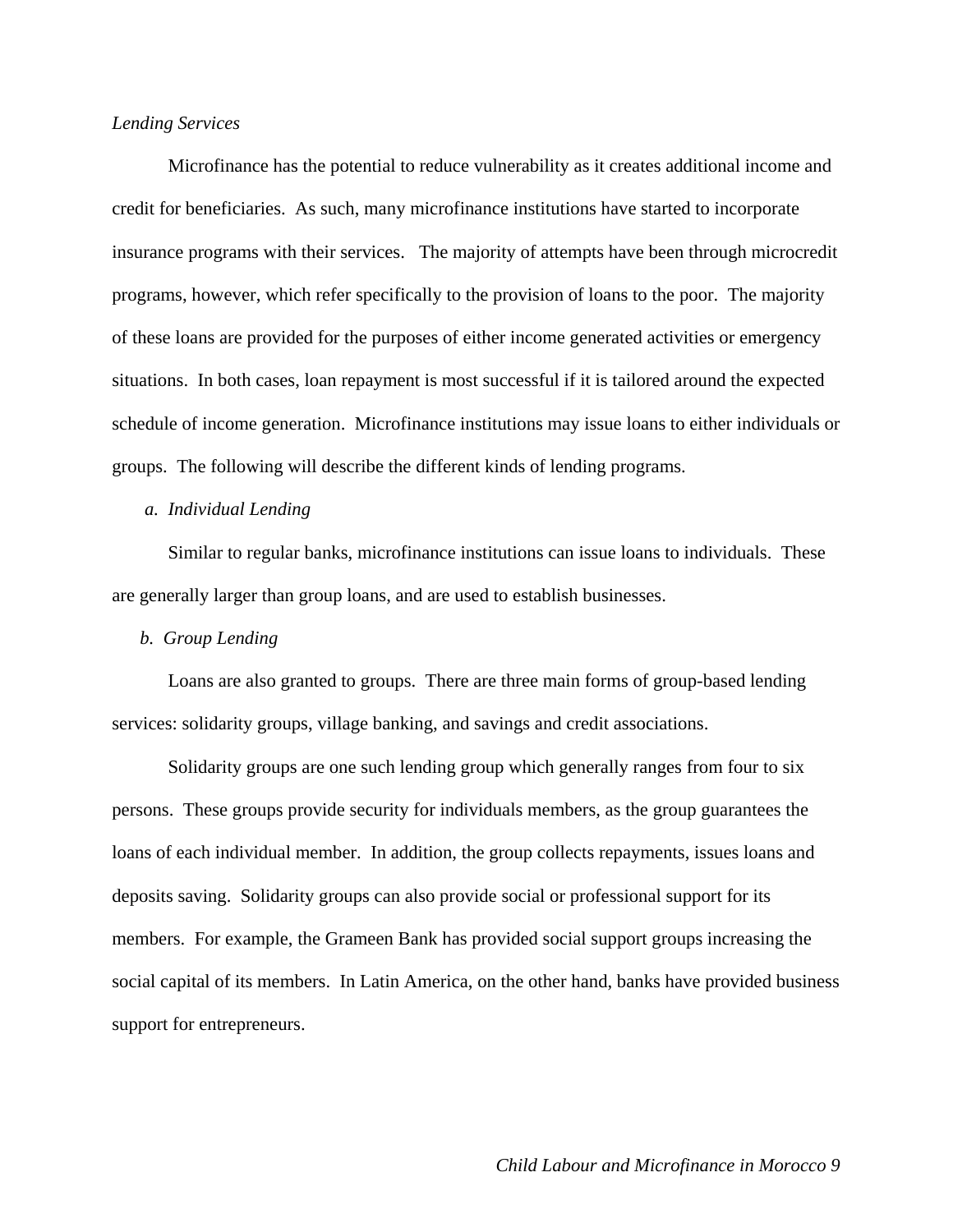*Lending Services*

Microfinance has the potential to reduce vulnerability as it creates additional income and credit for beneficiaries. As such, many microfinance institutions have started to incorporate insurance programs with their services. The majority of attempts have been through microcredit programs, however, which refer specifically to the provision of loans to the poor. The majority of these loans are provided for the purposes of either income generated activities or emergency situations. In both cases, loan repayment is most successful if it is tailored around the expected schedule of income generation. Microfinance institutions may issue loans to either individuals or groups. The following will describe the different kinds of lending programs.

*a. Individual Lending*

Similar to regular banks, microfinance institutions can issue loans to individuals. These are generally larger than group loans, and are used to establish businesses.

*b. Group Lending*

Loans are also granted to groups. There are three main forms of group-based lending services: solidarity groups, village banking, and savings and credit associations.

Solidarity groups are one such lending group which generally ranges from four to six persons. These groups provide security for individuals members, as the group guarantees the loans of each individual member. In addition, the group collects repayments, issues loans and deposits saving. Solidarity groups can also provide social or professional support for its members. For example, the Grameen Bank has provided social support groups increasing the social capital of its members. In Latin America, on the other hand, banks have provided business support for entrepreneurs.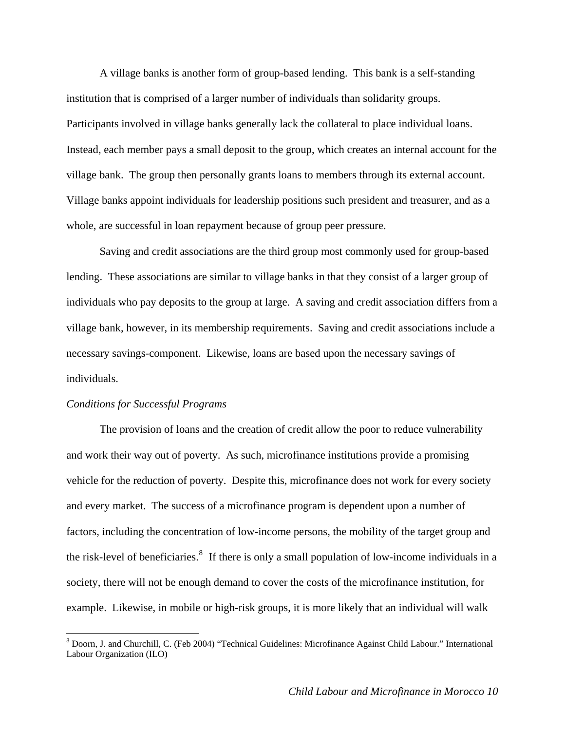A village banks is another form of group-based lending. This bank is a self-standing institution that is comprised of a larger number of individuals than solidarity groups. Participants involved in village banks generally lack the collateral to place individual loans. Instead, each member pays a small deposit to the group, which creates an internal account for the village bank. The group then personally grants loans to members through its external account. Village banks appoint individuals for leadership positions such president and treasurer, and as a whole, are successful in loan repayment because of group peer pressure.

Saving and credit associations are the third group most commonly used for group-based lending. These associations are similar to village banks in that they consist of a larger group of individuals who pay deposits to the group at large. A saving and credit association differs from a village bank, however, in its membership requirements. Saving and credit associations include a necessary savings-component. Likewise, loans are based upon the necessary savings of individuals.

*Conditions for Successful Programs*

The provision of loans and the creation of credit allow the poor to reduce vulnerability and work their way out of poverty. As such, microfinance institutions provide a promising vehicle for the reduction of poverty. Despite this, microfinance does not work for every society and every market. The success of a microfinance program is dependent upon a number of factors, including the concentration of low-income persons, the mobility of the target group and the risk-level of beneficiaries.[8] If there is only a small population of low-income individuals in a society, there will not be enough demand to cover the costs of the microfinance institution, for example. Likewise, in mobile or high-risk groups, it is more likely that an individual will walk

[8] Doorn, J. and Churchill, C. (Feb 2004) "Technical Guidelines: Microfinance Against Child Labour." International Labour Organization (ILO)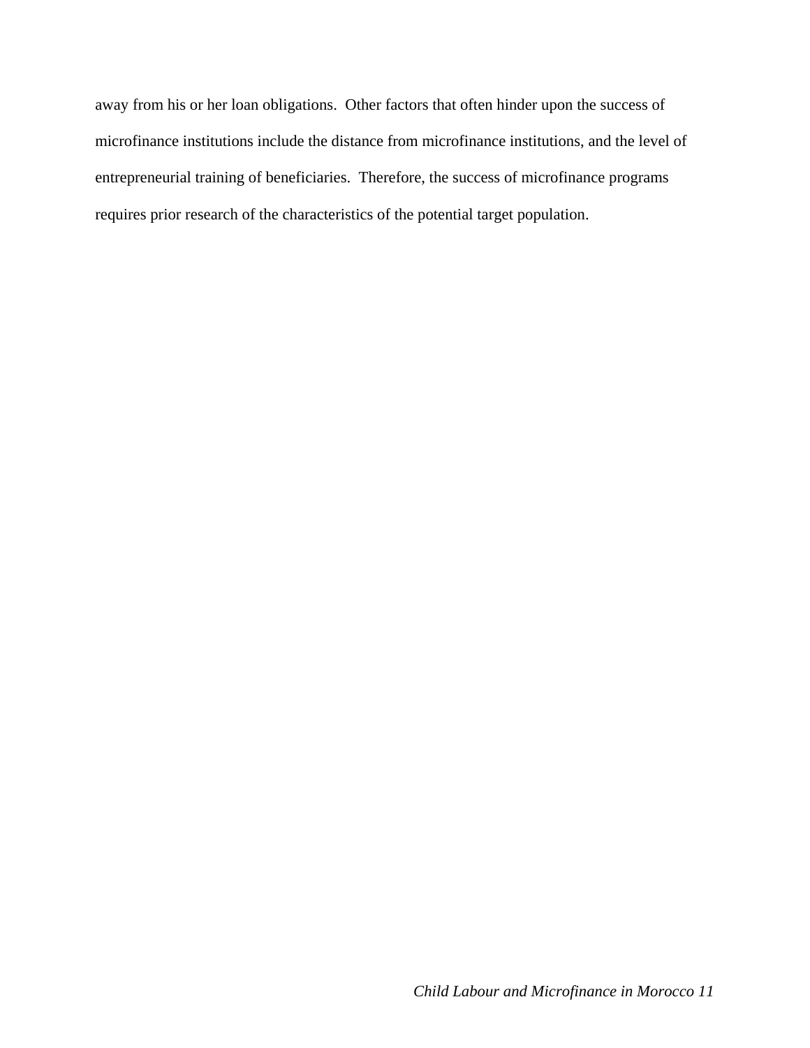away from his or her loan obligations.  Other factors that often hinder upon the success of microfinance institutions include the distance from microfinance institutions, and the level of entrepreneurial training of beneficiaries.  Therefore, the success of microfinance programs requires prior research of the characteristics of the potential target population.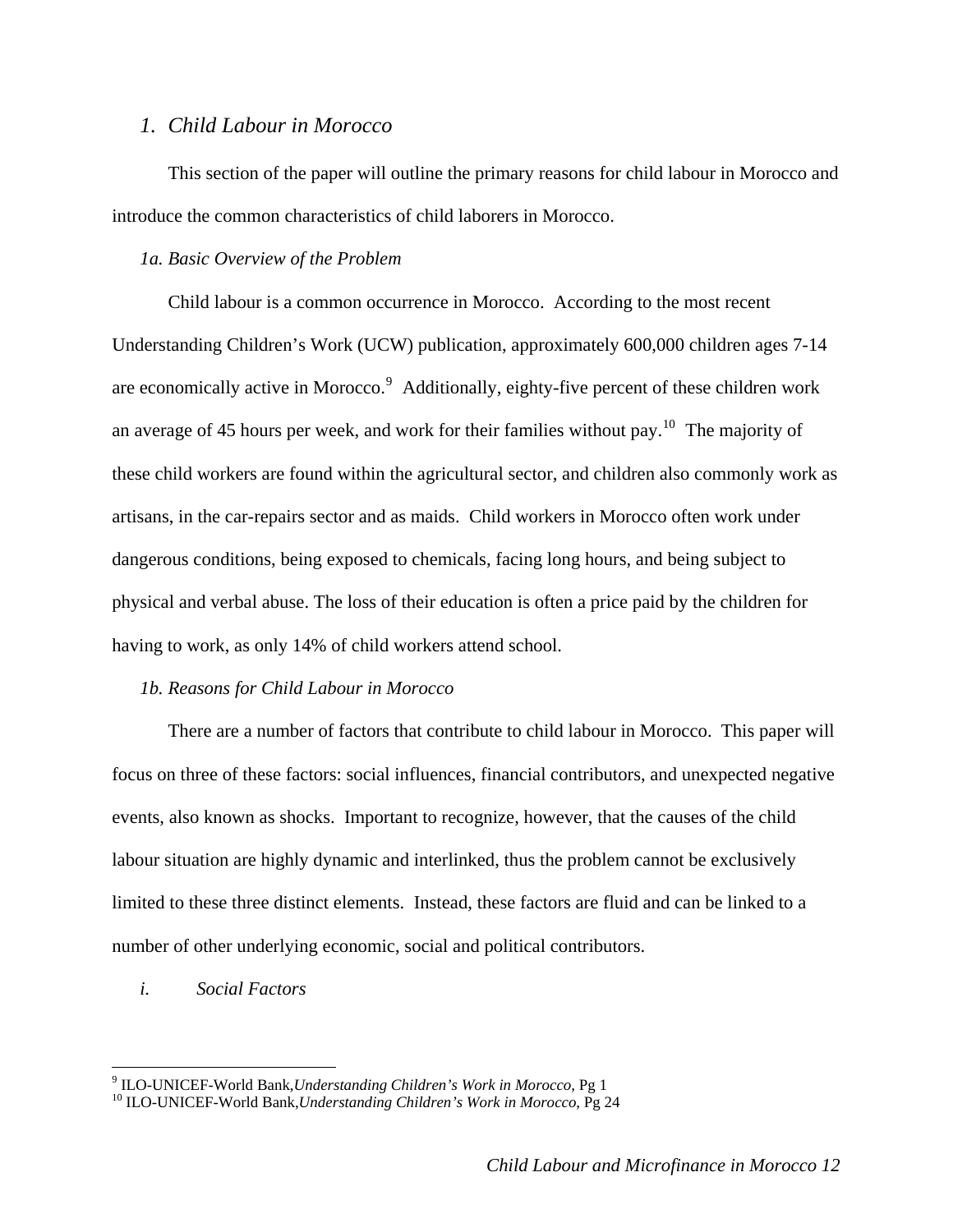## *1. Child Labour in Morocco*

This section of the paper will outline the primary reasons for child labour in Morocco and introduce the common characteristics of child laborers in Morocco.

### *1a. Basic Overview of the Problem*

Child labour is a common occurrence in Morocco. According to the most recent Understanding Children's Work (UCW) publication, approximately 600,000 children ages 7-14 are economically active in Morocco.[9] Additionally, eighty-five percent of these children work an average of 45 hours per week, and work for their families without pay.[10] The majority of these child workers are found within the agricultural sector, and children also commonly work as artisans, in the car-repairs sector and as maids. Child workers in Morocco often work under dangerous conditions, being exposed to chemicals, facing long hours, and being subject to physical and verbal abuse. The loss of their education is often a price paid by the children for having to work, as only 14% of child workers attend school.

### *1b. Reasons for Child Labour in Morocco*

There are a number of factors that contribute to child labour in Morocco. This paper will focus on three of these factors: social influences, financial contributors, and unexpected negative events, also known as shocks. Important to recognize, however, that the causes of the child labour situation are highly dynamic and interlinked, thus the problem cannot be exclusively limited to these three distinct elements. Instead, these factors are fluid and can be linked to a number of other underlying economic, social and political contributors.

#### *i. Social Factors*

---

[9] ILO-UNICEF-World Bank,*Understanding Children's Work in Morocco*, Pg 1

[10] ILO-UNICEF-World Bank,*Understanding Children's Work in Morocco*, Pg 24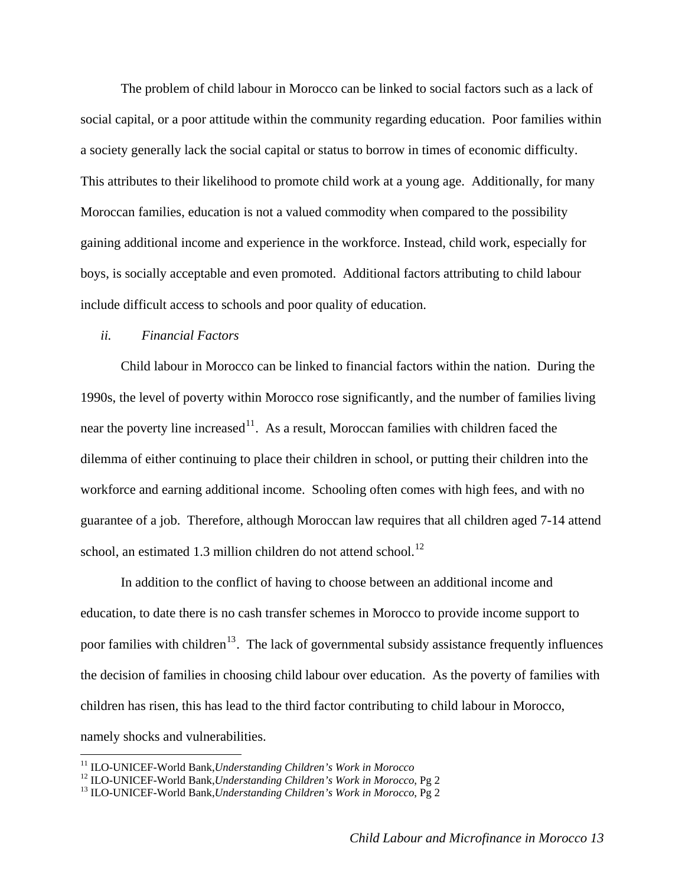The problem of child labour in Morocco can be linked to social factors such as a lack of social capital, or a poor attitude within the community regarding education. Poor families within a society generally lack the social capital or status to borrow in times of economic difficulty. This attributes to their likelihood to promote child work at a young age. Additionally, for many Moroccan families, education is not a valued commodity when compared to the possibility gaining additional income and experience in the workforce. Instead, child work, especially for boys, is socially acceptable and even promoted. Additional factors attributing to child labour include difficult access to schools and poor quality of education.

### *ii. Financial Factors*

Child labour in Morocco can be linked to financial factors within the nation. During the 1990s, the level of poverty within Morocco rose significantly, and the number of families living near the poverty line increased[11]. As a result, Moroccan families with children faced the dilemma of either continuing to place their children in school, or putting their children into the workforce and earning additional income. Schooling often comes with high fees, and with no guarantee of a job. Therefore, although Moroccan law requires that all children aged 7-14 attend school, an estimated 1.3 million children do not attend school.[12]

In addition to the conflict of having to choose between an additional income and education, to date there is no cash transfer schemes in Morocco to provide income support to poor families with children[13]. The lack of governmental subsidy assistance frequently influences the decision of families in choosing child labour over education. As the poverty of families with children has risen, this has lead to the third factor contributing to child labour in Morocco, namely shocks and vulnerabilities.

---

[11] ILO-UNICEF-World Bank,*Understanding Children's Work in Morocco*
[12] ILO-UNICEF-World Bank,*Understanding Children's Work in Morocco*, Pg 2
[13] ILO-UNICEF-World Bank,*Understanding Children's Work in Morocco*, Pg 2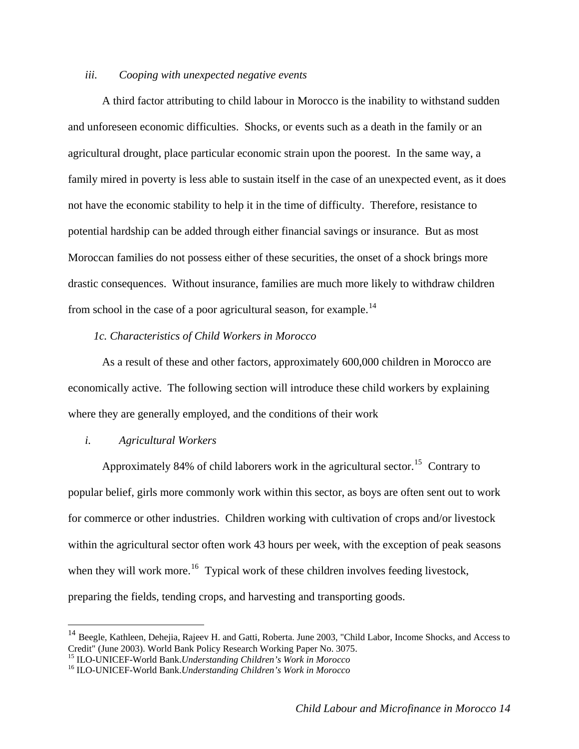### *iii. Cooping with unexpected negative events*

A third factor attributing to child labour in Morocco is the inability to withstand sudden and unforeseen economic difficulties. Shocks, or events such as a death in the family or an agricultural drought, place particular economic strain upon the poorest. In the same way, a family mired in poverty is less able to sustain itself in the case of an unexpected event, as it does not have the economic stability to help it in the time of difficulty. Therefore, resistance to potential hardship can be added through either financial savings or insurance. But as most Moroccan families do not possess either of these securities, the onset of a shock brings more drastic consequences. Without insurance, families are much more likely to withdraw children from school in the case of a poor agricultural season, for example.[14]

## *1c. Characteristics of Child Workers in Morocco*

As a result of these and other factors, approximately 600,000 children in Morocco are economically active. The following section will introduce these child workers by explaining where they are generally employed, and the conditions of their work

### *i. Agricultural Workers*

Approximately 84% of child laborers work in the agricultural sector.[15] Contrary to popular belief, girls more commonly work within this sector, as boys are often sent out to work for commerce or other industries. Children working with cultivation of crops and/or livestock within the agricultural sector often work 43 hours per week, with the exception of peak seasons when they will work more.[16] Typical work of these children involves feeding livestock, preparing the fields, tending crops, and harvesting and transporting goods.

---

[14] Beegle, Kathleen, Dehejia, Rajeev H. and Gatti, Roberta. June 2003, "Child Labor, Income Shocks, and Access to Credit" (June 2003). World Bank Policy Research Working Paper No. 3075.

[15] ILO-UNICEF-World Bank.*Understanding Children's Work in Morocco*

[16] ILO-UNICEF-World Bank.*Understanding Children's Work in Morocco*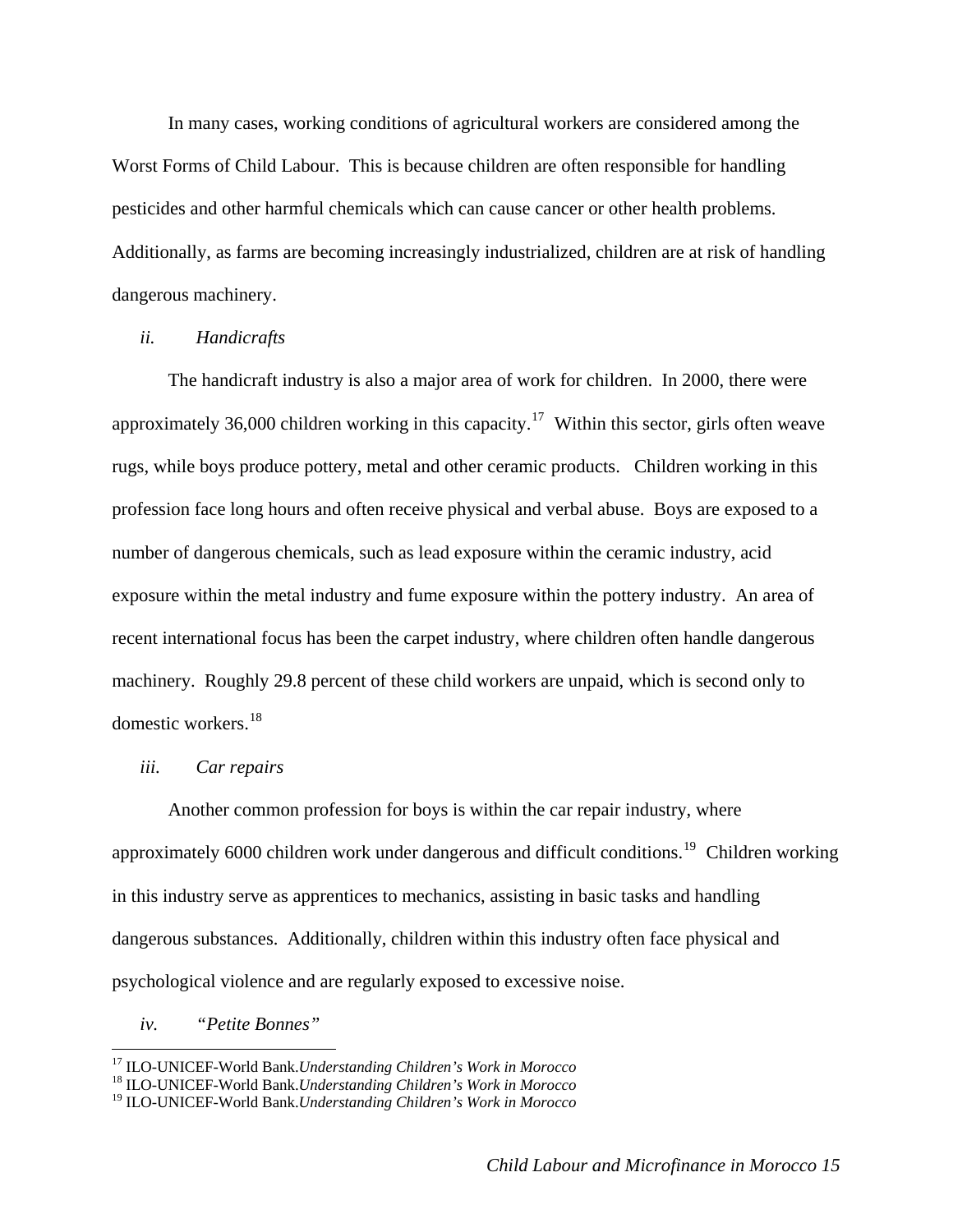In many cases, working conditions of agricultural workers are considered among the Worst Forms of Child Labour. This is because children are often responsible for handling pesticides and other harmful chemicals which can cause cancer or other health problems. Additionally, as farms are becoming increasingly industrialized, children are at risk of handling dangerous machinery.

*ii. Handicrafts*

The handicraft industry is also a major area of work for children. In 2000, there were approximately 36,000 children working in this capacity.[17] Within this sector, girls often weave rugs, while boys produce pottery, metal and other ceramic products. Children working in this profession face long hours and often receive physical and verbal abuse. Boys are exposed to a number of dangerous chemicals, such as lead exposure within the ceramic industry, acid exposure within the metal industry and fume exposure within the pottery industry. An area of recent international focus has been the carpet industry, where children often handle dangerous machinery. Roughly 29.8 percent of these child workers are unpaid, which is second only to domestic workers.[18]

*iii. Car repairs*

Another common profession for boys is within the car repair industry, where approximately 6000 children work under dangerous and difficult conditions.[19] Children working in this industry serve as apprentices to mechanics, assisting in basic tasks and handling dangerous substances. Additionally, children within this industry often face physical and psychological violence and are regularly exposed to excessive noise.

*iv. "Petite Bonnes"*

---

[17] ILO-UNICEF-World Bank.*Understanding Children's Work in Morocco*
[18] ILO-UNICEF-World Bank.*Understanding Children's Work in Morocco*
[19] ILO-UNICEF-World Bank.*Understanding Children's Work in Morocco*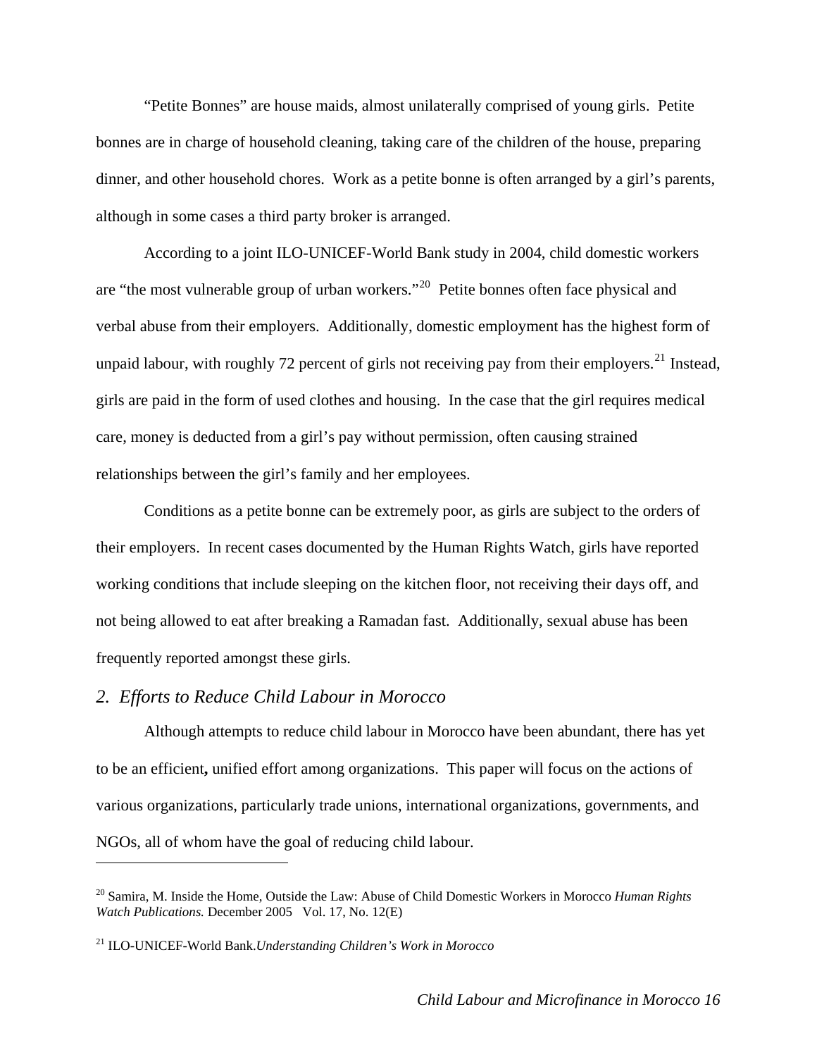"Petite Bonnes" are house maids, almost unilaterally comprised of young girls. Petite bonnes are in charge of household cleaning, taking care of the children of the house, preparing dinner, and other household chores. Work as a petite bonne is often arranged by a girl's parents, although in some cases a third party broker is arranged.

According to a joint ILO-UNICEF-World Bank study in 2004, child domestic workers are "the most vulnerable group of urban workers."[20] Petite bonnes often face physical and verbal abuse from their employers. Additionally, domestic employment has the highest form of unpaid labour, with roughly 72 percent of girls not receiving pay from their employers.[21] Instead, girls are paid in the form of used clothes and housing. In the case that the girl requires medical care, money is deducted from a girl's pay without permission, often causing strained relationships between the girl's family and her employees.

Conditions as a petite bonne can be extremely poor, as girls are subject to the orders of their employers. In recent cases documented by the Human Rights Watch, girls have reported working conditions that include sleeping on the kitchen floor, not receiving their days off, and not being allowed to eat after breaking a Ramadan fast. Additionally, sexual abuse has been frequently reported amongst these girls.

### *2. Efforts to Reduce Child Labour in Morocco*

Although attempts to reduce child labour in Morocco have been abundant, there has yet to be an efficient**,** unified effort among organizations. This paper will focus on the actions of various organizations, particularly trade unions, international organizations, governments, and NGOs, all of whom have the goal of reducing child labour.

---

[20] Samira, M. Inside the Home, Outside the Law: Abuse of Child Domestic Workers in Morocco *Human Rights Watch Publications.* December 2005 Vol. 17, No. 12(E)

[21] ILO-UNICEF-World Bank.*Understanding Children's Work in Morocco*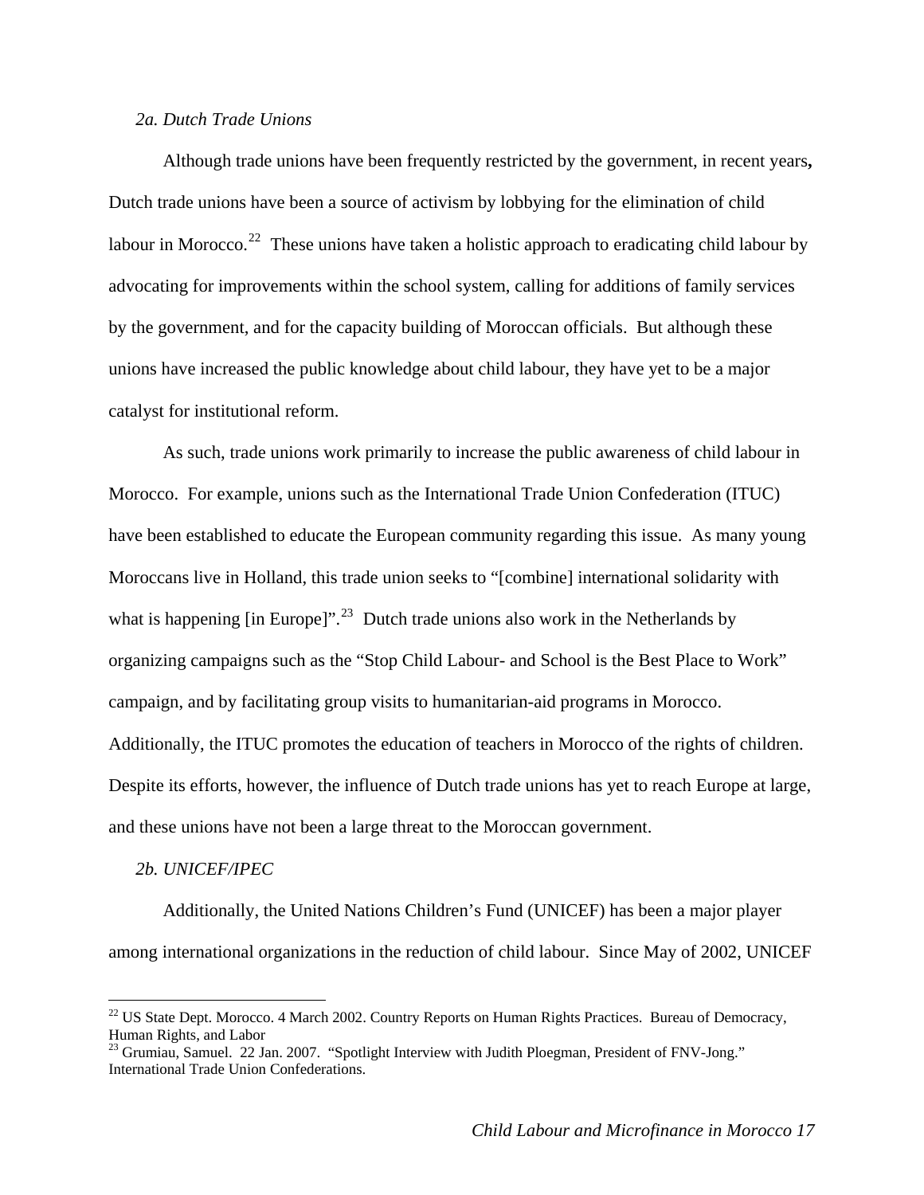*2a. Dutch Trade Unions*

Although trade unions have been frequently restricted by the government, in recent years**,** Dutch trade unions have been a source of activism by lobbying for the elimination of child labour in Morocco.[22] These unions have taken a holistic approach to eradicating child labour by advocating for improvements within the school system, calling for additions of family services by the government, and for the capacity building of Moroccan officials. But although these unions have increased the public knowledge about child labour, they have yet to be a major catalyst for institutional reform.

As such, trade unions work primarily to increase the public awareness of child labour in Morocco. For example, unions such as the International Trade Union Confederation (ITUC) have been established to educate the European community regarding this issue. As many young Moroccans live in Holland, this trade union seeks to "[combine] international solidarity with what is happening [in Europe]".[23] Dutch trade unions also work in the Netherlands by organizing campaigns such as the "Stop Child Labour- and School is the Best Place to Work" campaign, and by facilitating group visits to humanitarian-aid programs in Morocco. Additionally, the ITUC promotes the education of teachers in Morocco of the rights of children. Despite its efforts, however, the influence of Dutch trade unions has yet to reach Europe at large, and these unions have not been a large threat to the Moroccan government.

*2b. UNICEF/IPEC*

Additionally, the United Nations Children's Fund (UNICEF) has been a major player among international organizations in the reduction of child labour. Since May of 2002, UNICEF

---

[22] US State Dept. Morocco. 4 March 2002. Country Reports on Human Rights Practices. Bureau of Democracy, Human Rights, and Labor

[23] Grumiau, Samuel. 22 Jan. 2007. "Spotlight Interview with Judith Ploegman, President of FNV-Jong." International Trade Union Confederations.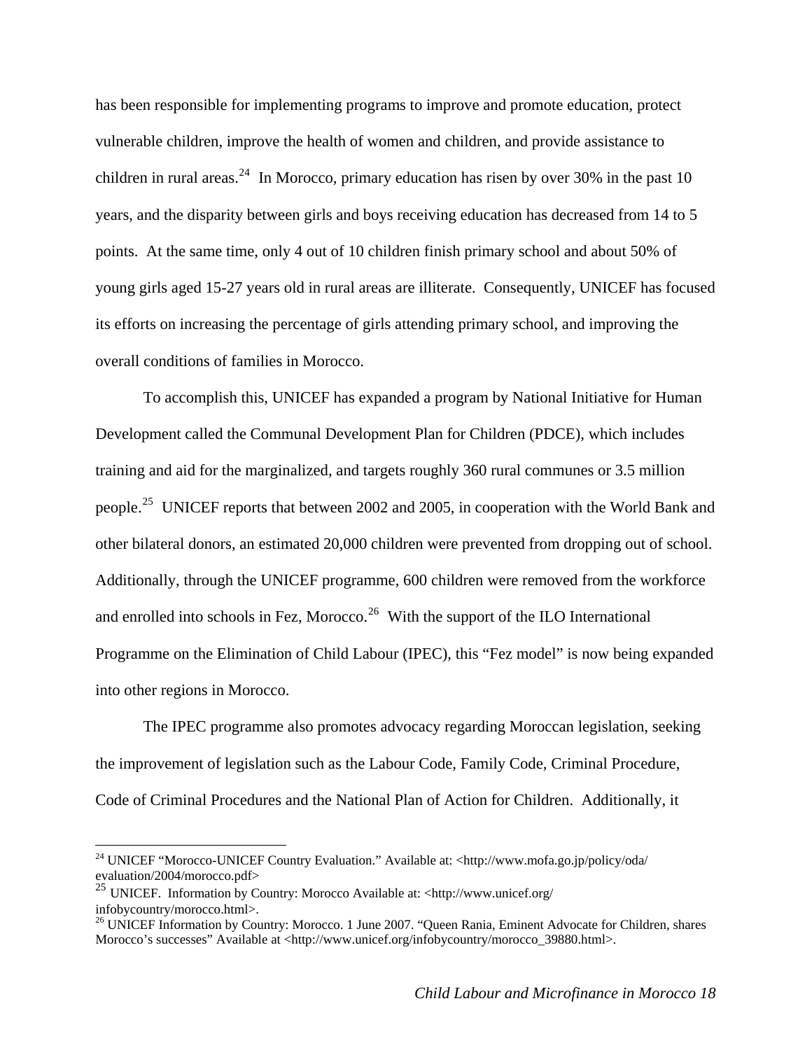has been responsible for implementing programs to improve and promote education, protect vulnerable children, improve the health of women and children, and provide assistance to children in rural areas.[24] In Morocco, primary education has risen by over 30% in the past 10 years, and the disparity between girls and boys receiving education has decreased from 14 to 5 points. At the same time, only 4 out of 10 children finish primary school and about 50% of young girls aged 15-27 years old in rural areas are illiterate. Consequently, UNICEF has focused its efforts on increasing the percentage of girls attending primary school, and improving the overall conditions of families in Morocco.

To accomplish this, UNICEF has expanded a program by National Initiative for Human Development called the Communal Development Plan for Children (PDCE), which includes training and aid for the marginalized, and targets roughly 360 rural communes or 3.5 million people.[25] UNICEF reports that between 2002 and 2005, in cooperation with the World Bank and other bilateral donors, an estimated 20,000 children were prevented from dropping out of school. Additionally, through the UNICEF programme, 600 children were removed from the workforce and enrolled into schools in Fez, Morocco.[26] With the support of the ILO International Programme on the Elimination of Child Labour (IPEC), this "Fez model" is now being expanded into other regions in Morocco.

The IPEC programme also promotes advocacy regarding Moroccan legislation, seeking the improvement of legislation such as the Labour Code, Family Code, Criminal Procedure, Code of Criminal Procedures and the National Plan of Action for Children. Additionally, it

---

[24] UNICEF "Morocco-UNICEF Country Evaluation." Available at: <http://www.mofa.go.jp/policy/oda/evaluation/2004/morocco.pdf>

[25] UNICEF. Information by Country: Morocco Available at: <http://www.unicef.org/infobycountry/morocco.html>.

[26] UNICEF Information by Country: Morocco. 1 June 2007. "Queen Rania, Eminent Advocate for Children, shares Morocco's successes" Available at <http://www.unicef.org/infobycountry/morocco_39880.html>.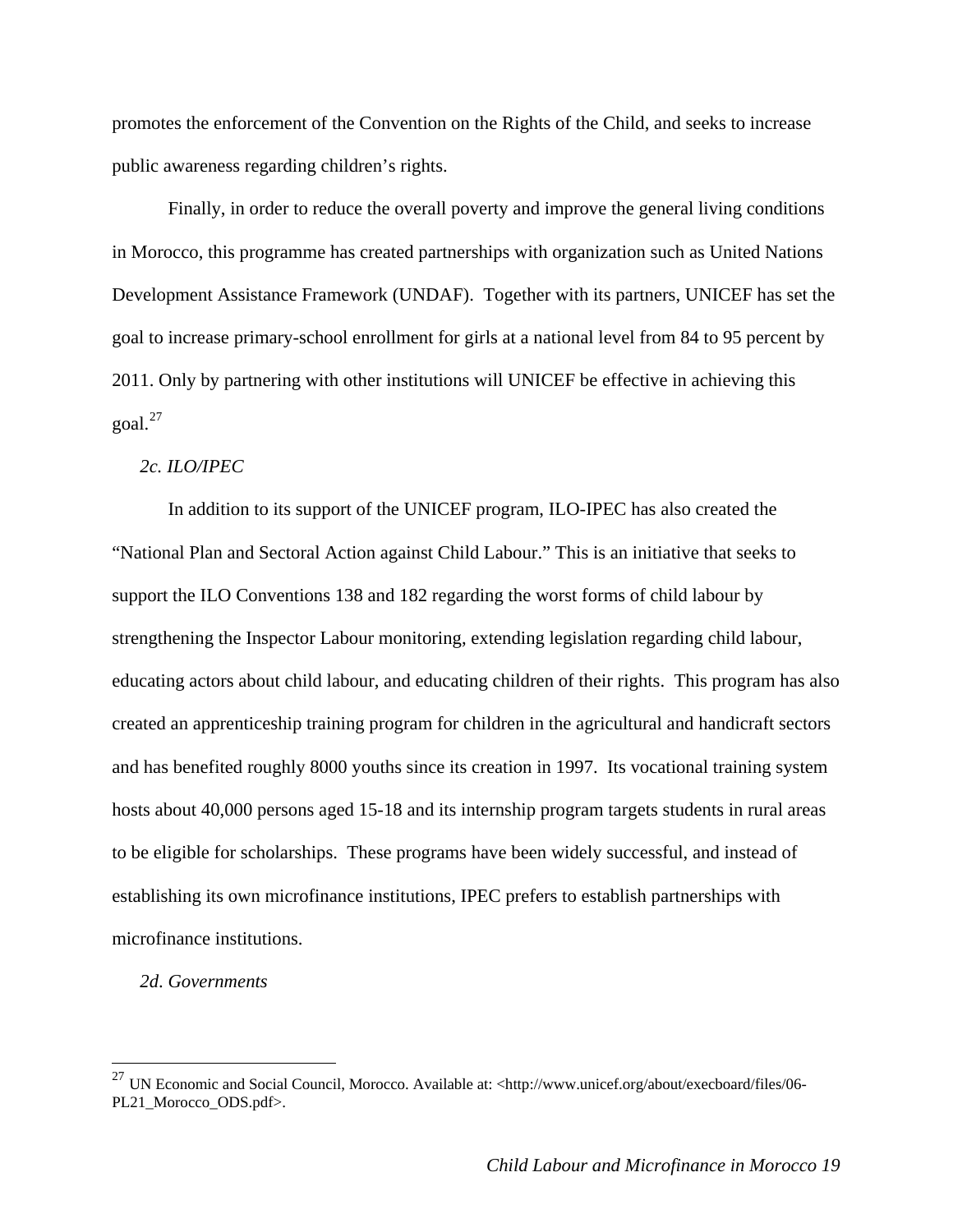promotes the enforcement of the Convention on the Rights of the Child, and seeks to increase public awareness regarding children's rights.

Finally, in order to reduce the overall poverty and improve the general living conditions in Morocco, this programme has created partnerships with organization such as United Nations Development Assistance Framework (UNDAF). Together with its partners, UNICEF has set the goal to increase primary-school enrollment for girls at a national level from 84 to 95 percent by 2011. Only by partnering with other institutions will UNICEF be effective in achieving this goal.[27]

*2c. ILO/IPEC*

In addition to its support of the UNICEF program, ILO-IPEC has also created the "National Plan and Sectoral Action against Child Labour." This is an initiative that seeks to support the ILO Conventions 138 and 182 regarding the worst forms of child labour by strengthening the Inspector Labour monitoring, extending legislation regarding child labour, educating actors about child labour, and educating children of their rights. This program has also created an apprenticeship training program for children in the agricultural and handicraft sectors and has benefited roughly 8000 youths since its creation in 1997. Its vocational training system hosts about 40,000 persons aged 15-18 and its internship program targets students in rural areas to be eligible for scholarships. These programs have been widely successful, and instead of establishing its own microfinance institutions, IPEC prefers to establish partnerships with microfinance institutions.

*2d. Governments*

---

[27] UN Economic and Social Council, Morocco. Available at: <http://www.unicef.org/about/execboard/files/06-PL21_Morocco_ODS.pdf>.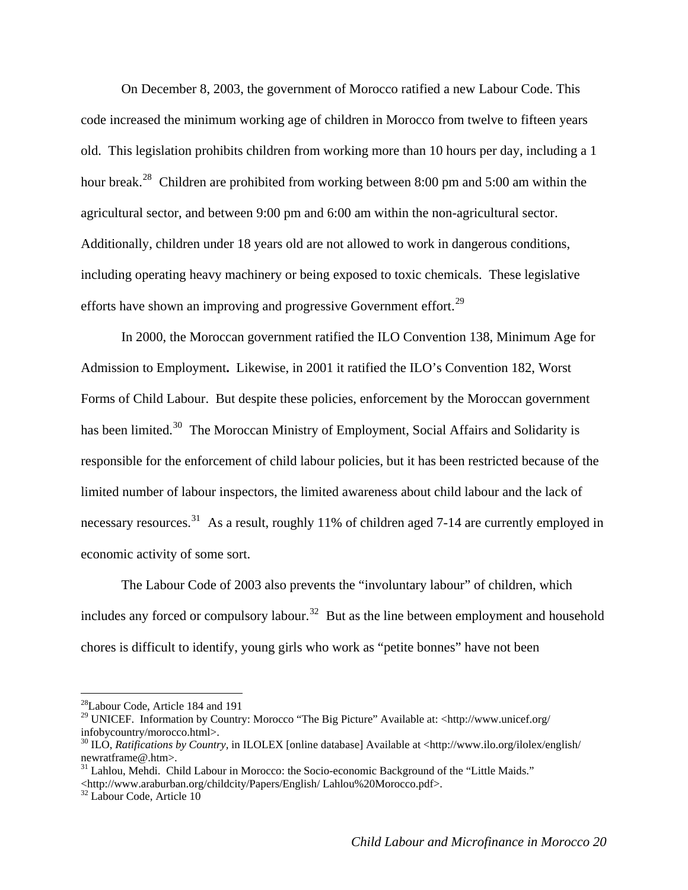On December 8, 2003, the government of Morocco ratified a new Labour Code. This code increased the minimum working age of children in Morocco from twelve to fifteen years old. This legislation prohibits children from working more than 10 hours per day, including a 1 hour break.[28] Children are prohibited from working between 8:00 pm and 5:00 am within the agricultural sector, and between 9:00 pm and 6:00 am within the non-agricultural sector. Additionally, children under 18 years old are not allowed to work in dangerous conditions, including operating heavy machinery or being exposed to toxic chemicals. These legislative efforts have shown an improving and progressive Government effort.[29]

In 2000, the Moroccan government ratified the ILO Convention 138, Minimum Age for Admission to Employment**.** Likewise, in 2001 it ratified the ILO's Convention 182, Worst Forms of Child Labour. But despite these policies, enforcement by the Moroccan government has been limited.[30] The Moroccan Ministry of Employment, Social Affairs and Solidarity is responsible for the enforcement of child labour policies, but it has been restricted because of the limited number of labour inspectors, the limited awareness about child labour and the lack of necessary resources.[31] As a result, roughly 11% of children aged 7-14 are currently employed in economic activity of some sort.

The Labour Code of 2003 also prevents the "involuntary labour" of children, which includes any forced or compulsory labour.[32] But as the line between employment and household chores is difficult to identify, young girls who work as "petite bonnes" have not been

---

[28] Labour Code, Article 184 and 191

[29] UNICEF. Information by Country: Morocco "The Big Picture" Available at: <http://www.unicef.org/infobycountry/morocco.html>.

[30] ILO, *Ratifications by Country,* in ILOLEX [online database] Available at <http://www.ilo.org/ilolex/english/newratframe@.htm>.

[31] Lahlou, Mehdi. Child Labour in Morocco: the Socio-economic Background of the "Little Maids." <http://www.araburban.org/childcity/Papers/English/ Lahlou%20Morocco.pdf>.

[32] Labour Code, Article 10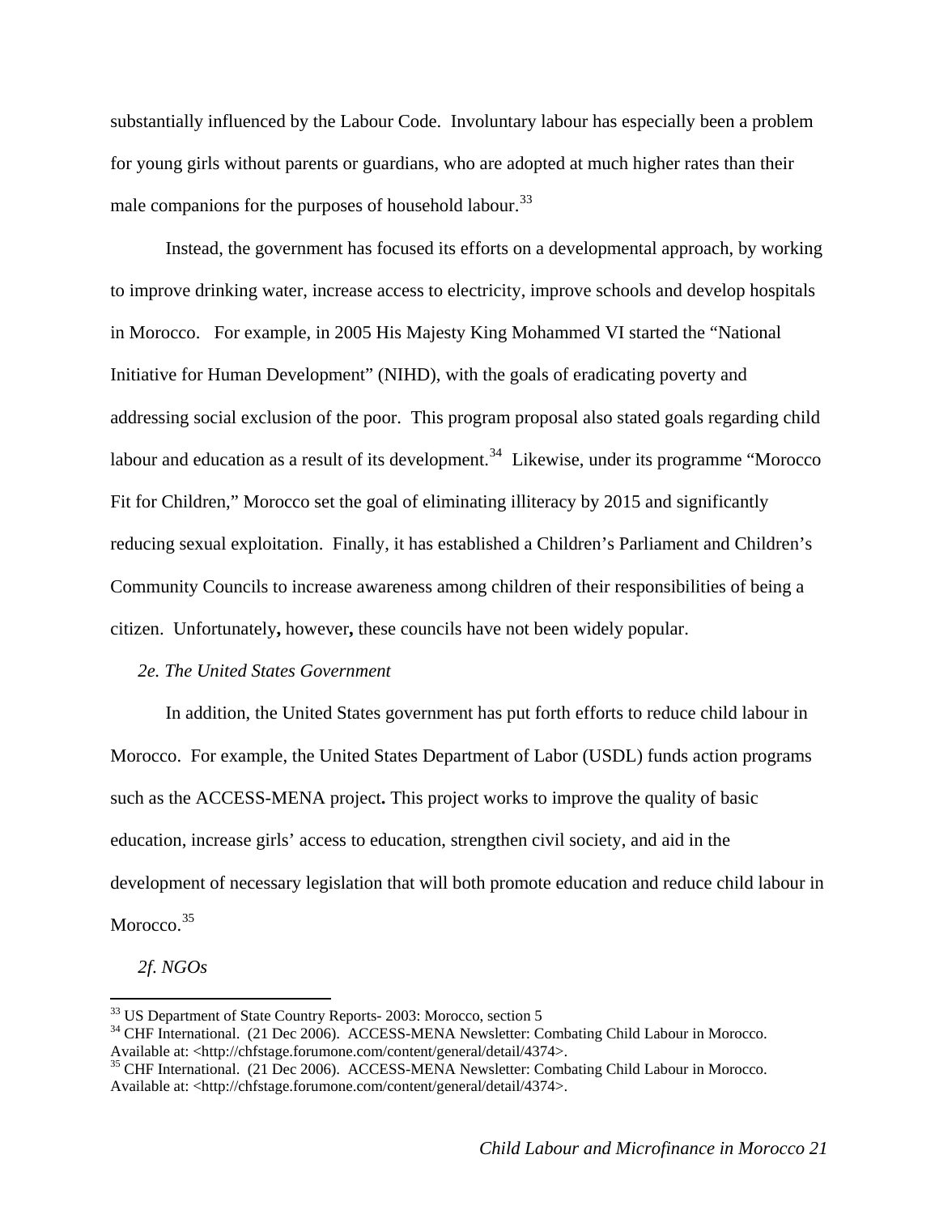substantially influenced by the Labour Code. Involuntary labour has especially been a problem for young girls without parents or guardians, who are adopted at much higher rates than their male companions for the purposes of household labour.[33]

Instead, the government has focused its efforts on a developmental approach, by working to improve drinking water, increase access to electricity, improve schools and develop hospitals in Morocco. For example, in 2005 His Majesty King Mohammed VI started the "National Initiative for Human Development" (NIHD), with the goals of eradicating poverty and addressing social exclusion of the poor. This program proposal also stated goals regarding child labour and education as a result of its development.[34] Likewise, under its programme "Morocco Fit for Children," Morocco set the goal of eliminating illiteracy by 2015 and significantly reducing sexual exploitation. Finally, it has established a Children's Parliament and Children's Community Councils to increase awareness among children of their responsibilities of being a citizen. Unfortunately**,** however**,** these councils have not been widely popular.

*2e. The United States Government*

In addition, the United States government has put forth efforts to reduce child labour in Morocco. For example, the United States Department of Labor (USDL) funds action programs such as the ACCESS-MENA project**.** This project works to improve the quality of basic education, increase girls' access to education, strengthen civil society, and aid in the development of necessary legislation that will both promote education and reduce child labour in Morocco.[35]

*2f. NGOs*

---

[33] US Department of State Country Reports- 2003: Morocco, section 5

[34] CHF International. (21 Dec 2006). ACCESS-MENA Newsletter: Combating Child Labour in Morocco. Available at: <http://chfstage.forumone.com/content/general/detail/4374>.

[35] CHF International. (21 Dec 2006). ACCESS-MENA Newsletter: Combating Child Labour in Morocco. Available at: <http://chfstage.forumone.com/content/general/detail/4374>.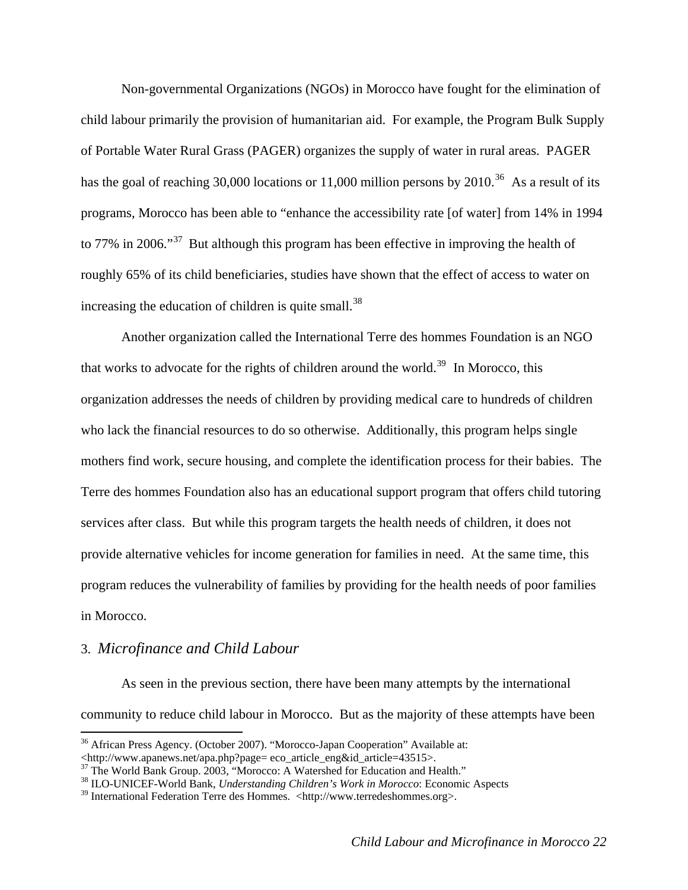Non-governmental Organizations (NGOs) in Morocco have fought for the elimination of child labour primarily the provision of humanitarian aid. For example, the Program Bulk Supply of Portable Water Rural Grass (PAGER) organizes the supply of water in rural areas. PAGER has the goal of reaching 30,000 locations or 11,000 million persons by 2010.[36] As a result of its programs, Morocco has been able to "enhance the accessibility rate [of water] from 14% in 1994 to 77% in 2006."[37] But although this program has been effective in improving the health of roughly 65% of its child beneficiaries, studies have shown that the effect of access to water on increasing the education of children is quite small.[38]

Another organization called the International Terre des hommes Foundation is an NGO that works to advocate for the rights of children around the world.[39] In Morocco, this organization addresses the needs of children by providing medical care to hundreds of children who lack the financial resources to do so otherwise. Additionally, this program helps single mothers find work, secure housing, and complete the identification process for their babies. The Terre des hommes Foundation also has an educational support program that offers child tutoring services after class. But while this program targets the health needs of children, it does not provide alternative vehicles for income generation for families in need. At the same time, this program reduces the vulnerability of families by providing for the health needs of poor families in Morocco.

### 3. *Microfinance and Child Labour*

As seen in the previous section, there have been many attempts by the international community to reduce child labour in Morocco. But as the majority of these attempts have been

---

[36] African Press Agency. (October 2007). "Morocco-Japan Cooperation" Available at: <http://www.apanews.net/apa.php?page= eco_article_eng&id_article=43515>.
[37] The World Bank Group. 2003, "Morocco: A Watershed for Education and Health."
[38] ILO-UNICEF-World Bank, *Understanding Children's Work in Morocco*: Economic Aspects
[39] International Federation Terre des Hommes. <http://www.terredeshommes.org>.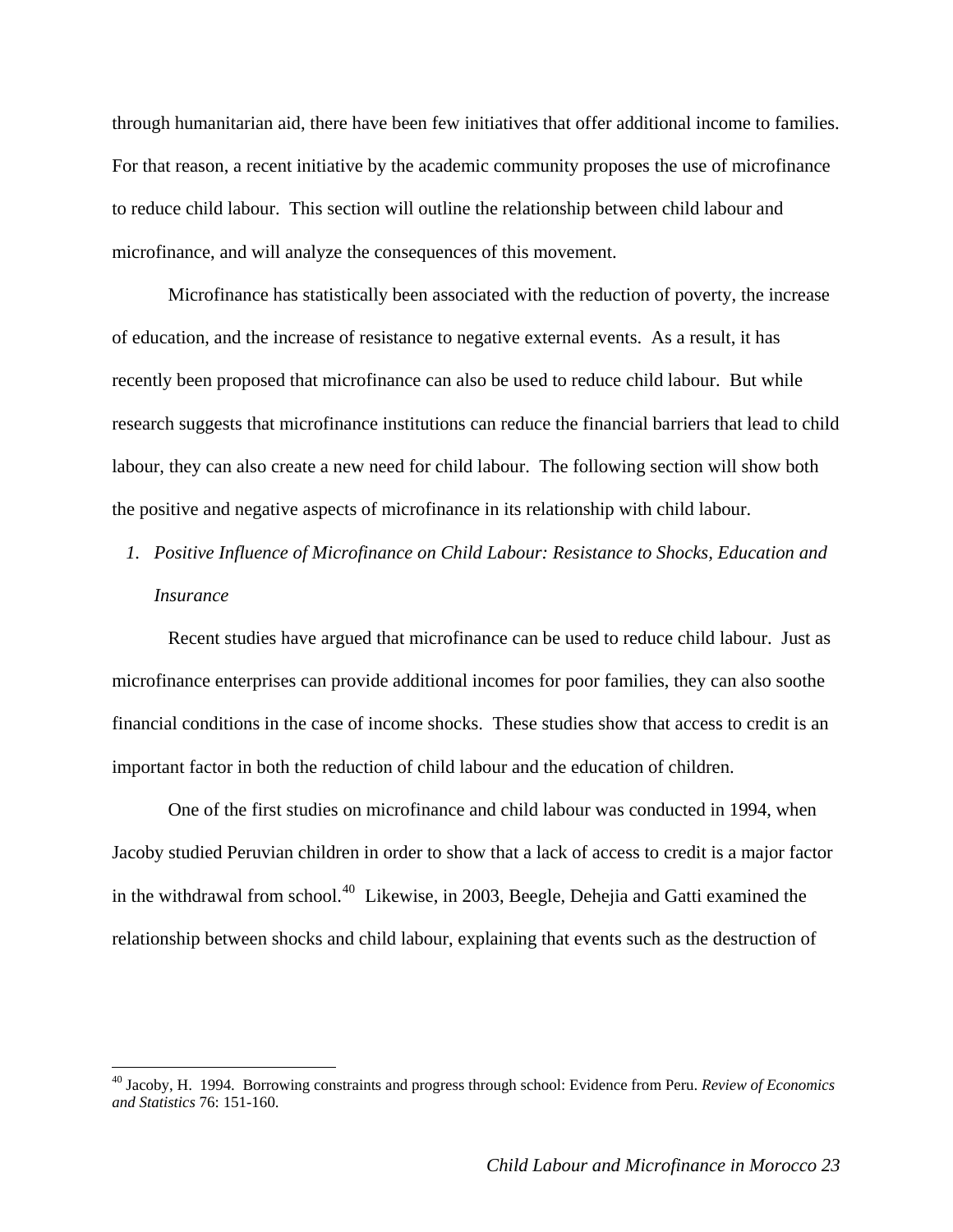through humanitarian aid, there have been few initiatives that offer additional income to families. For that reason, a recent initiative by the academic community proposes the use of microfinance to reduce child labour. This section will outline the relationship between child labour and microfinance, and will analyze the consequences of this movement.

Microfinance has statistically been associated with the reduction of poverty, the increase of education, and the increase of resistance to negative external events. As a result, it has recently been proposed that microfinance can also be used to reduce child labour. But while research suggests that microfinance institutions can reduce the financial barriers that lead to child labour, they can also create a new need for child labour. The following section will show both the positive and negative aspects of microfinance in its relationship with child labour.

1. *Positive Influence of Microfinance on Child Labour: Resistance to Shocks, Education and Insurance*

Recent studies have argued that microfinance can be used to reduce child labour. Just as microfinance enterprises can provide additional incomes for poor families, they can also soothe financial conditions in the case of income shocks. These studies show that access to credit is an important factor in both the reduction of child labour and the education of children.

One of the first studies on microfinance and child labour was conducted in 1994, when Jacoby studied Peruvian children in order to show that a lack of access to credit is a major factor in the withdrawal from school.[40] Likewise, in 2003, Beegle, Dehejia and Gatti examined the relationship between shocks and child labour, explaining that events such as the destruction of

---

[40] Jacoby, H. 1994. Borrowing constraints and progress through school: Evidence from Peru. *Review of Economics and Statistics* 76: 151-160.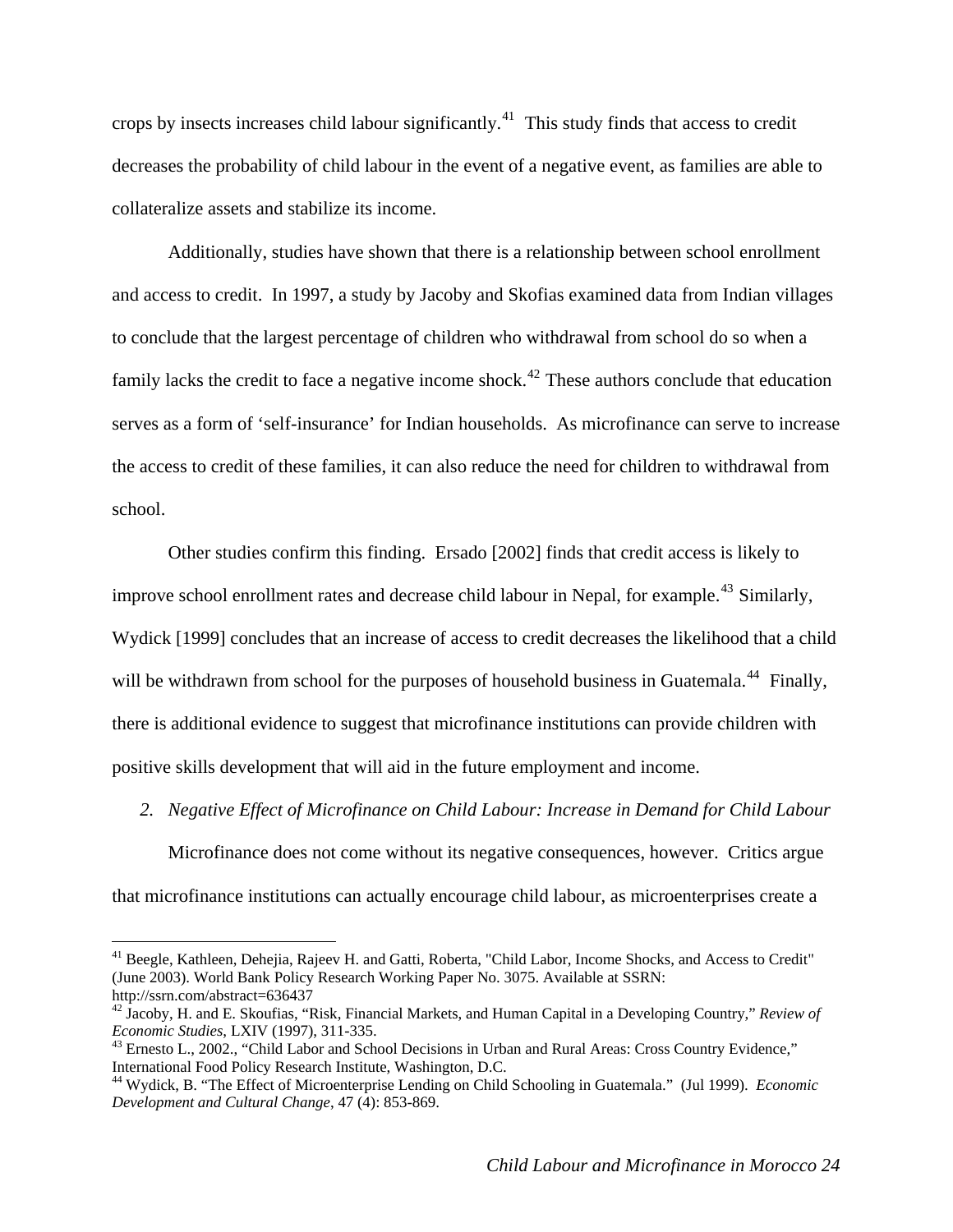crops by insects increases child labour significantly.[41] This study finds that access to credit decreases the probability of child labour in the event of a negative event, as families are able to collateralize assets and stabilize its income.

Additionally, studies have shown that there is a relationship between school enrollment and access to credit. In 1997, a study by Jacoby and Skofias examined data from Indian villages to conclude that the largest percentage of children who withdrawal from school do so when a family lacks the credit to face a negative income shock.[42] These authors conclude that education serves as a form of 'self-insurance' for Indian households. As microfinance can serve to increase the access to credit of these families, it can also reduce the need for children to withdrawal from school.

Other studies confirm this finding. Ersado [2002] finds that credit access is likely to improve school enrollment rates and decrease child labour in Nepal, for example.[43] Similarly, Wydick [1999] concludes that an increase of access to credit decreases the likelihood that a child will be withdrawn from school for the purposes of household business in Guatemala.[44] Finally, there is additional evidence to suggest that microfinance institutions can provide children with positive skills development that will aid in the future employment and income.

*2. Negative Effect of Microfinance on Child Labour: Increase in Demand for Child Labour*

Microfinance does not come without its negative consequences, however. Critics argue that microfinance institutions can actually encourage child labour, as microenterprises create a

---

[41] Beegle, Kathleen, Dehejia, Rajeev H. and Gatti, Roberta, "Child Labor, Income Shocks, and Access to Credit" (June 2003). World Bank Policy Research Working Paper No. 3075. Available at SSRN: http://ssrn.com/abstract=636437

[42] Jacoby, H. and E. Skoufias, "Risk, Financial Markets, and Human Capital in a Developing Country," *Review of Economic Studies*, LXIV (1997), 311-335.

[43] Ernesto L., 2002., "Child Labor and School Decisions in Urban and Rural Areas: Cross Country Evidence," International Food Policy Research Institute, Washington, D.C.

[44] Wydick, B. "The Effect of Microenterprise Lending on Child Schooling in Guatemala." (Jul 1999). *Economic Development and Cultural Change*, 47 (4): 853-869.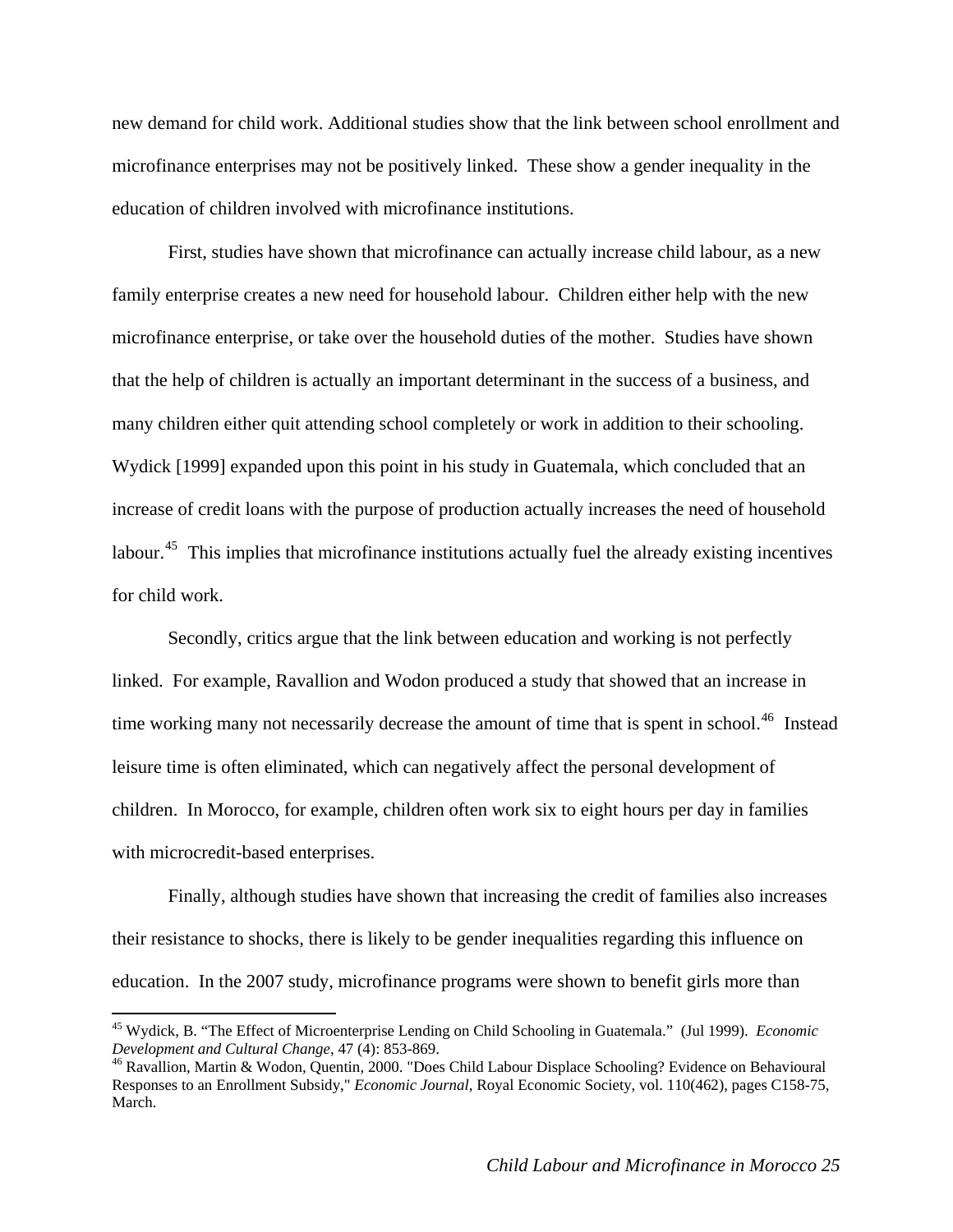new demand for child work. Additional studies show that the link between school enrollment and microfinance enterprises may not be positively linked. These show a gender inequality in the education of children involved with microfinance institutions.

First, studies have shown that microfinance can actually increase child labour, as a new family enterprise creates a new need for household labour. Children either help with the new microfinance enterprise, or take over the household duties of the mother. Studies have shown that the help of children is actually an important determinant in the success of a business, and many children either quit attending school completely or work in addition to their schooling. Wydick [1999] expanded upon this point in his study in Guatemala, which concluded that an increase of credit loans with the purpose of production actually increases the need of household labour.[45] This implies that microfinance institutions actually fuel the already existing incentives for child work.

Secondly, critics argue that the link between education and working is not perfectly linked. For example, Ravallion and Wodon produced a study that showed that an increase in time working many not necessarily decrease the amount of time that is spent in school.[46] Instead leisure time is often eliminated, which can negatively affect the personal development of children. In Morocco, for example, children often work six to eight hours per day in families with microcredit-based enterprises.

Finally, although studies have shown that increasing the credit of families also increases their resistance to shocks, there is likely to be gender inequalities regarding this influence on education. In the 2007 study, microfinance programs were shown to benefit girls more than

---

[45] Wydick, B. "The Effect of Microenterprise Lending on Child Schooling in Guatemala." (Jul 1999). *Economic Development and Cultural Change*, 47 (4): 853-869.

[46] Ravallion, Martin & Wodon, Quentin, 2000. "Does Child Labour Displace Schooling? Evidence on Behavioural Responses to an Enrollment Subsidy," *Economic Journal*, Royal Economic Society, vol. 110(462), pages C158-75, March.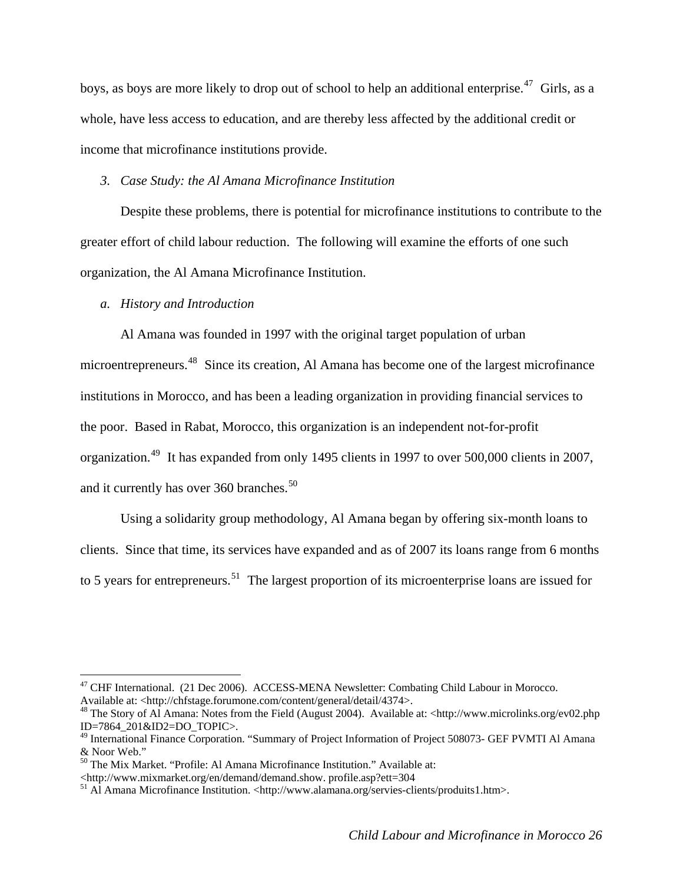boys, as boys are more likely to drop out of school to help an additional enterprise.[47] Girls, as a whole, have less access to education, and are thereby less affected by the additional credit or income that microfinance institutions provide.

### *3. Case Study: the Al Amana Microfinance Institution*

Despite these problems, there is potential for microfinance institutions to contribute to the greater effort of child labour reduction. The following will examine the efforts of one such organization, the Al Amana Microfinance Institution.

#### *a. History and Introduction*

Al Amana was founded in 1997 with the original target population of urban microentrepreneurs.[48] Since its creation, Al Amana has become one of the largest microfinance institutions in Morocco, and has been a leading organization in providing financial services to the poor. Based in Rabat, Morocco, this organization is an independent not-for-profit organization.[49] It has expanded from only 1495 clients in 1997 to over 500,000 clients in 2007, and it currently has over 360 branches.[50]

Using a solidarity group methodology, Al Amana began by offering six-month loans to clients. Since that time, its services have expanded and as of 2007 its loans range from 6 months to 5 years for entrepreneurs.[51] The largest proportion of its microenterprise loans are issued for

---

[47] CHF International. (21 Dec 2006). ACCESS-MENA Newsletter: Combating Child Labour in Morocco. Available at: <http://chfstage.forumone.com/content/general/detail/4374>.

[48] The Story of Al Amana: Notes from the Field (August 2004). Available at: <http://www.microlinks.org/ev02.php ID=7864_201&ID2=DO_TOPIC>.

[49] International Finance Corporation. "Summary of Project Information of Project 508073- GEF PVMTI Al Amana & Noor Web."

[50] The Mix Market. "Profile: Al Amana Microfinance Institution." Available at: <http://www.mixmarket.org/en/demand/demand.show. profile.asp?ett=304

[51] Al Amana Microfinance Institution. <http://www.alamana.org/servies-clients/produits1.htm>.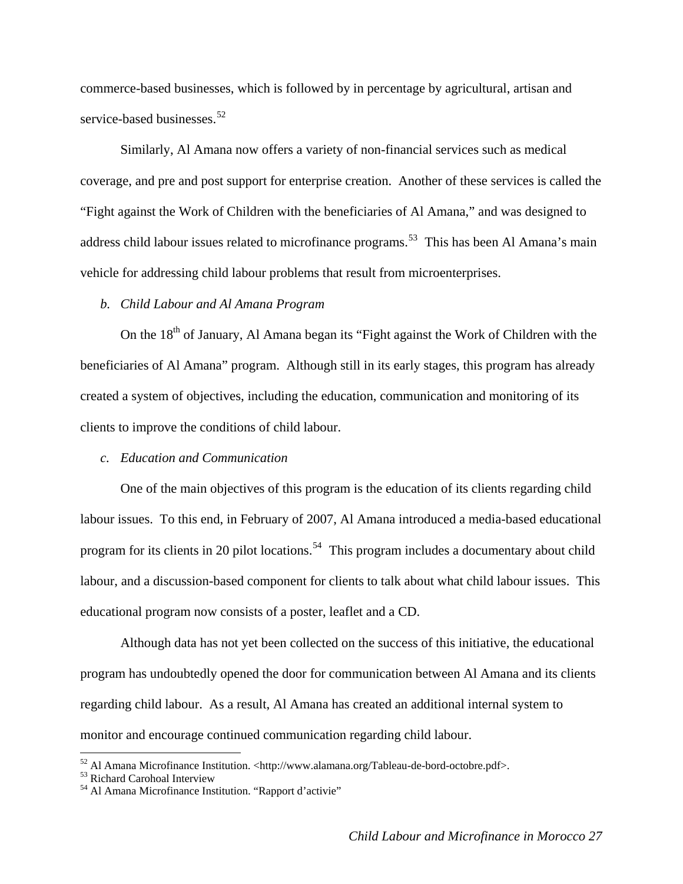commerce-based businesses, which is followed by in percentage by agricultural, artisan and service-based businesses.[52]

Similarly, Al Amana now offers a variety of non-financial services such as medical coverage, and pre and post support for enterprise creation. Another of these services is called the "Fight against the Work of Children with the beneficiaries of Al Amana," and was designed to address child labour issues related to microfinance programs.[53] This has been Al Amana's main vehicle for addressing child labour problems that result from microenterprises.

*b. Child Labour and Al Amana Program*

On the 18th of January, Al Amana began its "Fight against the Work of Children with the beneficiaries of Al Amana" program. Although still in its early stages, this program has already created a system of objectives, including the education, communication and monitoring of its clients to improve the conditions of child labour.

*c. Education and Communication*

One of the main objectives of this program is the education of its clients regarding child labour issues. To this end, in February of 2007, Al Amana introduced a media-based educational program for its clients in 20 pilot locations.[54] This program includes a documentary about child labour, and a discussion-based component for clients to talk about what child labour issues. This educational program now consists of a poster, leaflet and a CD.

Although data has not yet been collected on the success of this initiative, the educational program has undoubtedly opened the door for communication between Al Amana and its clients regarding child labour. As a result, Al Amana has created an additional internal system to monitor and encourage continued communication regarding child labour.

---

[52] Al Amana Microfinance Institution. <http://www.alamana.org/Tableau-de-bord-octobre.pdf>.
[53] Richard Carohoal Interview
[54] Al Amana Microfinance Institution. "Rapport d'activie"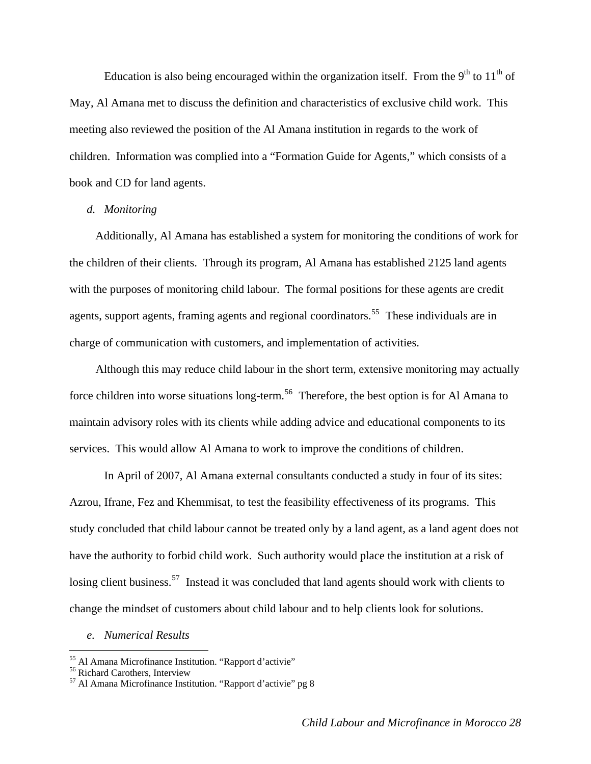Education is also being encouraged within the organization itself. From the 9th to 11th of May, Al Amana met to discuss the definition and characteristics of exclusive child work. This meeting also reviewed the position of the Al Amana institution in regards to the work of children. Information was complied into a "Formation Guide for Agents," which consists of a book and CD for land agents.

*d. Monitoring*

Additionally, Al Amana has established a system for monitoring the conditions of work for the children of their clients. Through its program, Al Amana has established 2125 land agents with the purposes of monitoring child labour. The formal positions for these agents are credit agents, support agents, framing agents and regional coordinators.[55] These individuals are in charge of communication with customers, and implementation of activities.

Although this may reduce child labour in the short term, extensive monitoring may actually force children into worse situations long-term.[56] Therefore, the best option is for Al Amana to maintain advisory roles with its clients while adding advice and educational components to its services. This would allow Al Amana to work to improve the conditions of children.

In April of 2007, Al Amana external consultants conducted a study in four of its sites: Azrou, Ifrane, Fez and Khemmisat, to test the feasibility effectiveness of its programs. This study concluded that child labour cannot be treated only by a land agent, as a land agent does not have the authority to forbid child work. Such authority would place the institution at a risk of losing client business.[57] Instead it was concluded that land agents should work with clients to change the mindset of customers about child labour and to help clients look for solutions.

*e. Numerical Results*

---

[55] Al Amana Microfinance Institution. "Rapport d'activie"
[56] Richard Carothers, Interview
[57] Al Amana Microfinance Institution. "Rapport d'activie" pg 8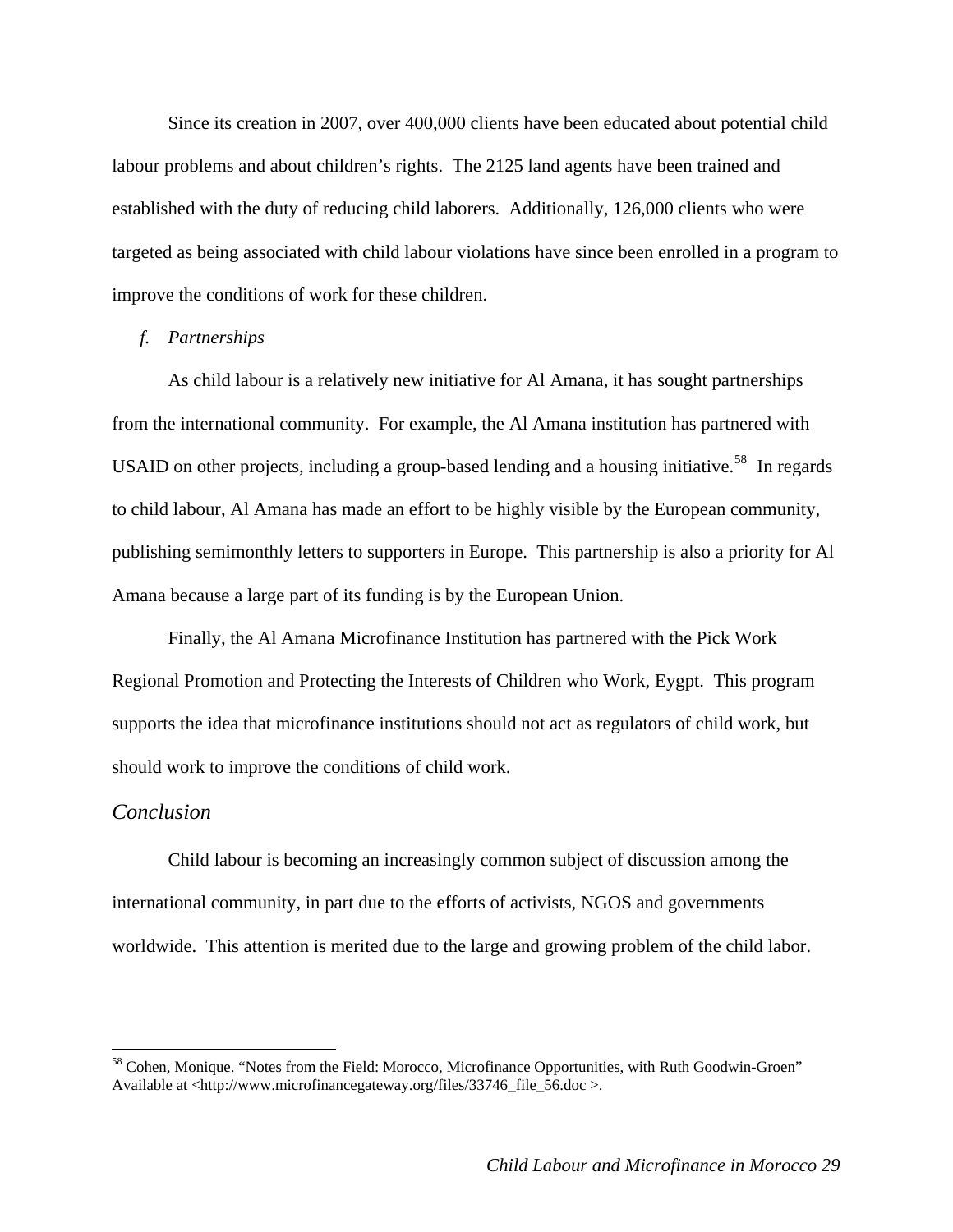Since its creation in 2007, over 400,000 clients have been educated about potential child labour problems and about children's rights. The 2125 land agents have been trained and established with the duty of reducing child laborers. Additionally, 126,000 clients who were targeted as being associated with child labour violations have since been enrolled in a program to improve the conditions of work for these children.

*f. Partnerships*

As child labour is a relatively new initiative for Al Amana, it has sought partnerships from the international community. For example, the Al Amana institution has partnered with USAID on other projects, including a group-based lending and a housing initiative.[58] In regards to child labour, Al Amana has made an effort to be highly visible by the European community, publishing semimonthly letters to supporters in Europe. This partnership is also a priority for Al Amana because a large part of its funding is by the European Union.

Finally, the Al Amana Microfinance Institution has partnered with the Pick Work Regional Promotion and Protecting the Interests of Children who Work, Eygpt. This program supports the idea that microfinance institutions should not act as regulators of child work, but should work to improve the conditions of child work.

## *Conclusion*

Child labour is becoming an increasingly common subject of discussion among the international community, in part due to the efforts of activists, NGOS and governments worldwide. This attention is merited due to the large and growing problem of the child labor.

---

[58] Cohen, Monique. "Notes from the Field: Morocco, Microfinance Opportunities, with Ruth Goodwin-Groen" Available at <http://www.microfinancegateway.org/files/33746_file_56.doc >.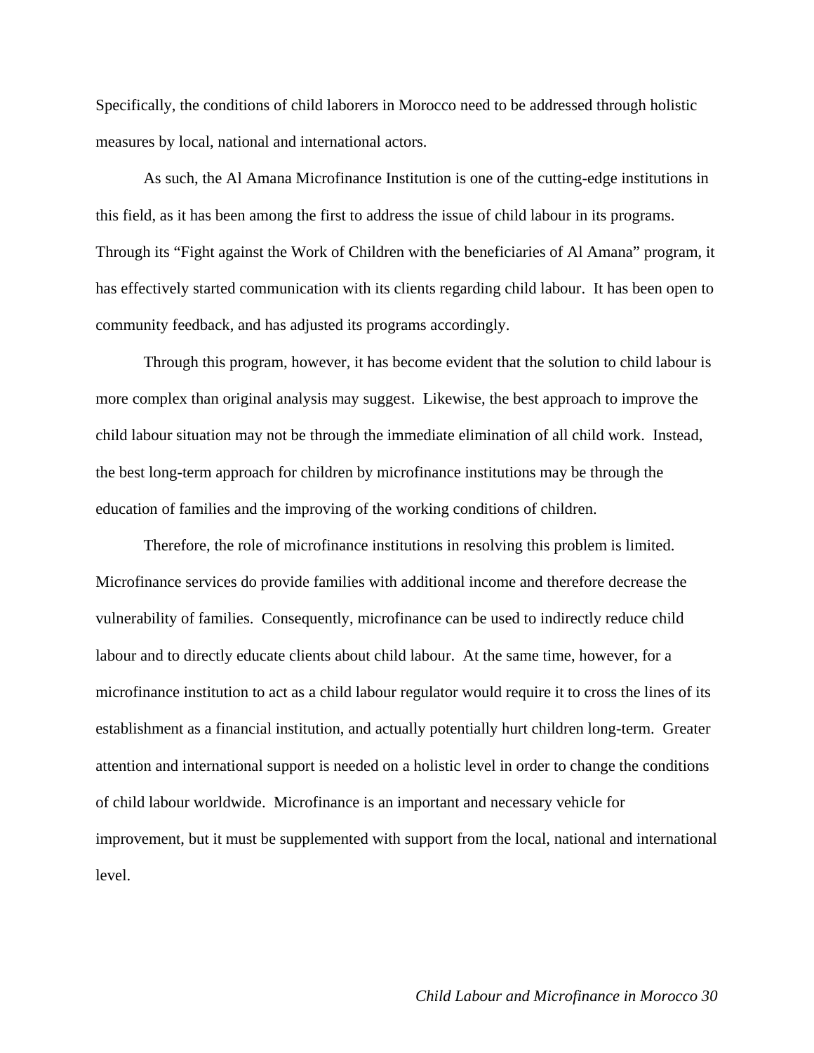Specifically, the conditions of child laborers in Morocco need to be addressed through holistic measures by local, national and international actors.

As such, the Al Amana Microfinance Institution is one of the cutting-edge institutions in this field, as it has been among the first to address the issue of child labour in its programs. Through its "Fight against the Work of Children with the beneficiaries of Al Amana" program, it has effectively started communication with its clients regarding child labour. It has been open to community feedback, and has adjusted its programs accordingly.

Through this program, however, it has become evident that the solution to child labour is more complex than original analysis may suggest. Likewise, the best approach to improve the child labour situation may not be through the immediate elimination of all child work. Instead, the best long-term approach for children by microfinance institutions may be through the education of families and the improving of the working conditions of children.

Therefore, the role of microfinance institutions in resolving this problem is limited. Microfinance services do provide families with additional income and therefore decrease the vulnerability of families. Consequently, microfinance can be used to indirectly reduce child labour and to directly educate clients about child labour. At the same time, however, for a microfinance institution to act as a child labour regulator would require it to cross the lines of its establishment as a financial institution, and actually potentially hurt children long-term. Greater attention and international support is needed on a holistic level in order to change the conditions of child labour worldwide. Microfinance is an important and necessary vehicle for improvement, but it must be supplemented with support from the local, national and international level.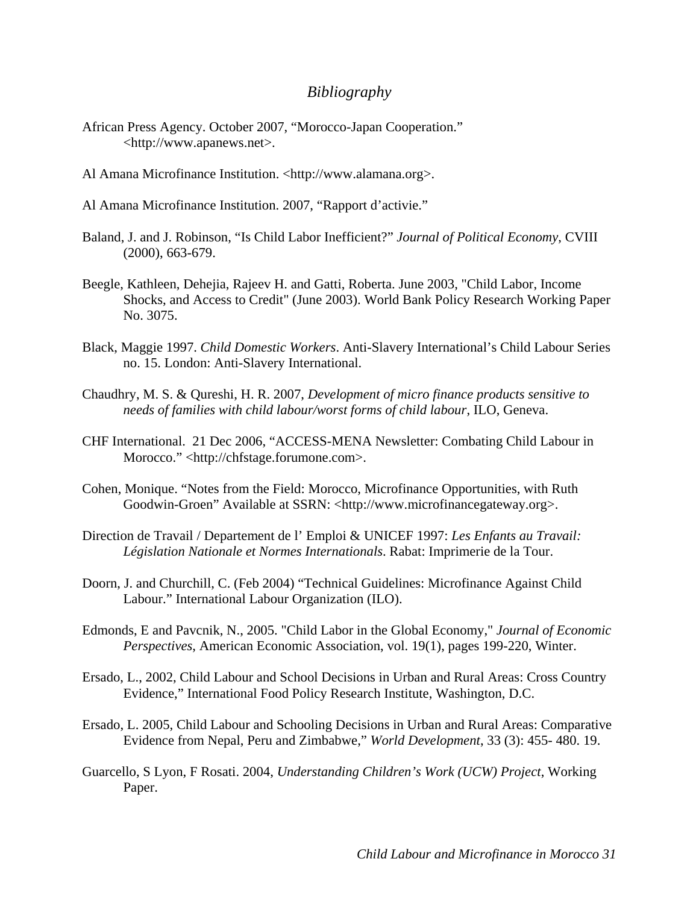# *Bibliography*

African Press Agency. October 2007, “Morocco-Japan Cooperation.” <http://www.apanews.net>.

Al Amana Microfinance Institution. <http://www.alamana.org>.

Al Amana Microfinance Institution. 2007, “Rapport d’activie.”

Baland, J. and J. Robinson, “Is Child Labor Inefficient?” *Journal of Political Economy*, CVIII (2000), 663-679.

Beegle, Kathleen, Dehejia, Rajeev H. and Gatti, Roberta. June 2003, "Child Labor, Income Shocks, and Access to Credit" (June 2003). World Bank Policy Research Working Paper No. 3075.

Black, Maggie 1997. *Child Domestic Workers*. Anti-Slavery International’s Child Labour Series no. 15. London: Anti-Slavery International.

Chaudhry, M. S. & Qureshi, H. R. 2007, *Development of micro finance products sensitive to needs of families with child labour/worst forms of child labour*, ILO, Geneva.

CHF International. 21 Dec 2006, “ACCESS-MENA Newsletter: Combating Child Labour in Morocco.” <http://chfstage.forumone.com>.

Cohen, Monique. “Notes from the Field: Morocco, Microfinance Opportunities, with Ruth Goodwin-Groen” Available at SSRN: <http://www.microfinancegateway.org>.

Direction de Travail / Departement de l’ Emploi & UNICEF 1997: *Les Enfants au Travail: Législation Nationale et Normes Internationals*. Rabat: Imprimerie de la Tour.

Doorn, J. and Churchill, C. (Feb 2004) “Technical Guidelines: Microfinance Against Child Labour.” International Labour Organization (ILO).

Edmonds, E and Pavcnik, N., 2005. "Child Labor in the Global Economy," *Journal of Economic Perspectives*, American Economic Association, vol. 19(1), pages 199-220, Winter.

Ersado, L., 2002, Child Labour and School Decisions in Urban and Rural Areas: Cross Country Evidence,” International Food Policy Research Institute, Washington, D.C.

Ersado, L. 2005, Child Labour and Schooling Decisions in Urban and Rural Areas: Comparative Evidence from Nepal, Peru and Zimbabwe,” *World Development*, 33 (3): 455- 480. 19.

Guarcello, S Lyon, F Rosati. 2004, *Understanding Children’s Work (UCW) Project*, Working Paper.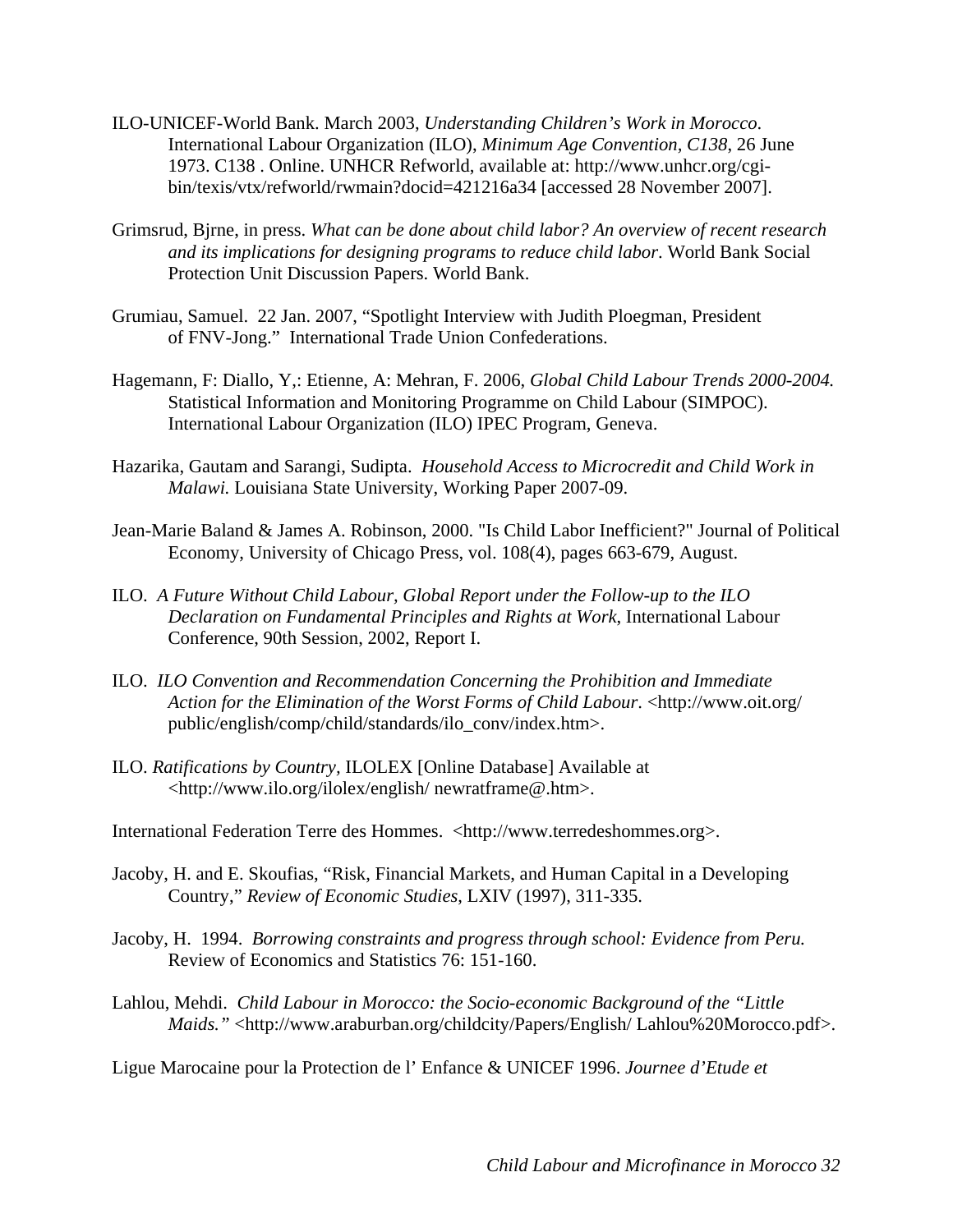ILO-UNICEF-World Bank. March 2003, *Understanding Children's Work in Morocco*. International Labour Organization (ILO), *Minimum Age Convention, C138*, 26 June 1973. C138 . Online. UNHCR Refworld, available at: http://www.unhcr.org/cgi-bin/texis/vtx/refworld/rwmain?docid=421216a34 [accessed 28 November 2007].

Grimsrud, Bjrne, in press. *What can be done about child labor? An overview of recent research and its implications for designing programs to reduce child labor*. World Bank Social Protection Unit Discussion Papers. World Bank.

Grumiau, Samuel. 22 Jan. 2007, "Spotlight Interview with Judith Ploegman, President of FNV-Jong." International Trade Union Confederations.

Hagemann, F: Diallo, Y,: Etienne, A: Mehran, F. 2006, *Global Child Labour Trends 2000-2004.* Statistical Information and Monitoring Programme on Child Labour (SIMPOC). International Labour Organization (ILO) IPEC Program, Geneva.

Hazarika, Gautam and Sarangi, Sudipta. *Household Access to Microcredit and Child Work in Malawi.* Louisiana State University, Working Paper 2007-09.

Jean-Marie Baland & James A. Robinson, 2000. "Is Child Labor Inefficient?" Journal of Political Economy, University of Chicago Press, vol. 108(4), pages 663-679, August.

ILO. *A Future Without Child Labour, Global Report under the Follow-up to the ILO Declaration on Fundamental Principles and Rights at Work*, International Labour Conference, 90th Session, 2002, Report I.

ILO. *ILO Convention and Recommendation Concerning the Prohibition and Immediate Action for the Elimination of the Worst Forms of Child Labour*. <http://www.oit.org/public/english/comp/child/standards/ilo_conv/index.htm>.

ILO. *Ratifications by Country*, ILOLEX [Online Database] Available at <http://www.ilo.org/ilolex/english/ newratframe@.htm>.

International Federation Terre des Hommes. <http://www.terredeshommes.org>.

Jacoby, H. and E. Skoufias, "Risk, Financial Markets, and Human Capital in a Developing Country," *Review of Economic Studies*, LXIV (1997), 311-335.

Jacoby, H. 1994. *Borrowing constraints and progress through school: Evidence from Peru.* Review of Economics and Statistics 76: 151-160.

Lahlou, Mehdi. *Child Labour in Morocco: the Socio-economic Background of the "Little Maids."* <http://www.araburban.org/childcity/Papers/English/ Lahlou%20Morocco.pdf>.

Ligue Marocaine pour la Protection de l' Enfance & UNICEF 1996. *Journee d'Etude et*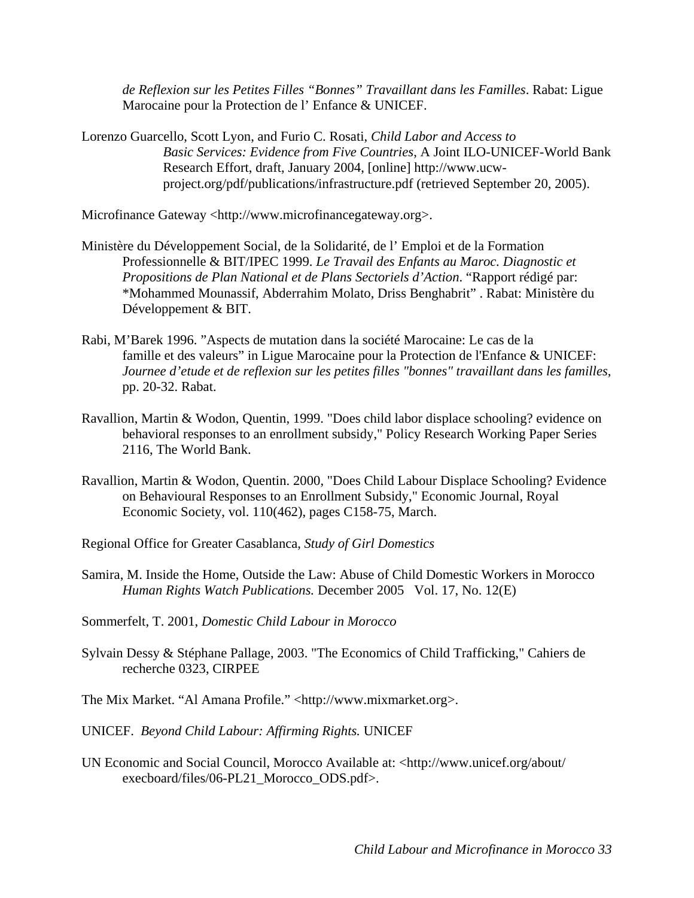*de Reflexion sur les Petites Filles "Bonnes" Travaillant dans les Familles*. Rabat: Ligue Marocaine pour la Protection de l' Enfance & UNICEF.

Lorenzo Guarcello, Scott Lyon, and Furio C. Rosati, *Child Labor and Access to Basic Services: Evidence from Five Countries*, A Joint ILO-UNICEF-World Bank Research Effort, draft, January 2004, [online] http://www.ucw-project.org/pdf/publications/infrastructure.pdf (retrieved September 20, 2005).

Microfinance Gateway <http://www.microfinancegateway.org>.

Ministère du Développement Social, de la Solidarité, de l' Emploi et de la Formation Professionnelle & BIT/IPEC 1999. *Le Travail des Enfants au Maroc. Diagnostic et Propositions de Plan National et de Plans Sectoriels d'Action*. "Rapport rédigé par: *Mohammed Mounassif, Abderrahim Molato, Driss Benghabrit" . Rabat: Ministère du Développement & BIT.

Rabi, M'Barek 1996. "Aspects de mutation dans la société Marocaine: Le cas de la famille et des valeurs" in Ligue Marocaine pour la Protection de l'Enfance & UNICEF: *Journee d'etude et de reflexion sur les petites filles "bonnes" travaillant dans les familles*, pp. 20-32. Rabat.

Ravallion, Martin & Wodon, Quentin, 1999. "Does child labor displace schooling? evidence on behavioral responses to an enrollment subsidy," Policy Research Working Paper Series 2116, The World Bank.

Ravallion, Martin & Wodon, Quentin. 2000, "Does Child Labour Displace Schooling? Evidence on Behavioural Responses to an Enrollment Subsidy," Economic Journal, Royal Economic Society, vol. 110(462), pages C158-75, March.

Regional Office for Greater Casablanca, *Study of Girl Domestics*

Samira, M. Inside the Home, Outside the Law: Abuse of Child Domestic Workers in Morocco *Human Rights Watch Publications.* December 2005 Vol. 17, No. 12(E)

Sommerfelt, T. 2001, *Domestic Child Labour in Morocco*

Sylvain Dessy & Stéphane Pallage, 2003. "The Economics of Child Trafficking," Cahiers de recherche 0323, CIRPEE

The Mix Market. "Al Amana Profile." <http://www.mixmarket.org>.

UNICEF. *Beyond Child Labour: Affirming Rights.* UNICEF

UN Economic and Social Council, Morocco Available at: <http://www.unicef.org/about/execboard/files/06-PL21_Morocco_ODS.pdf>.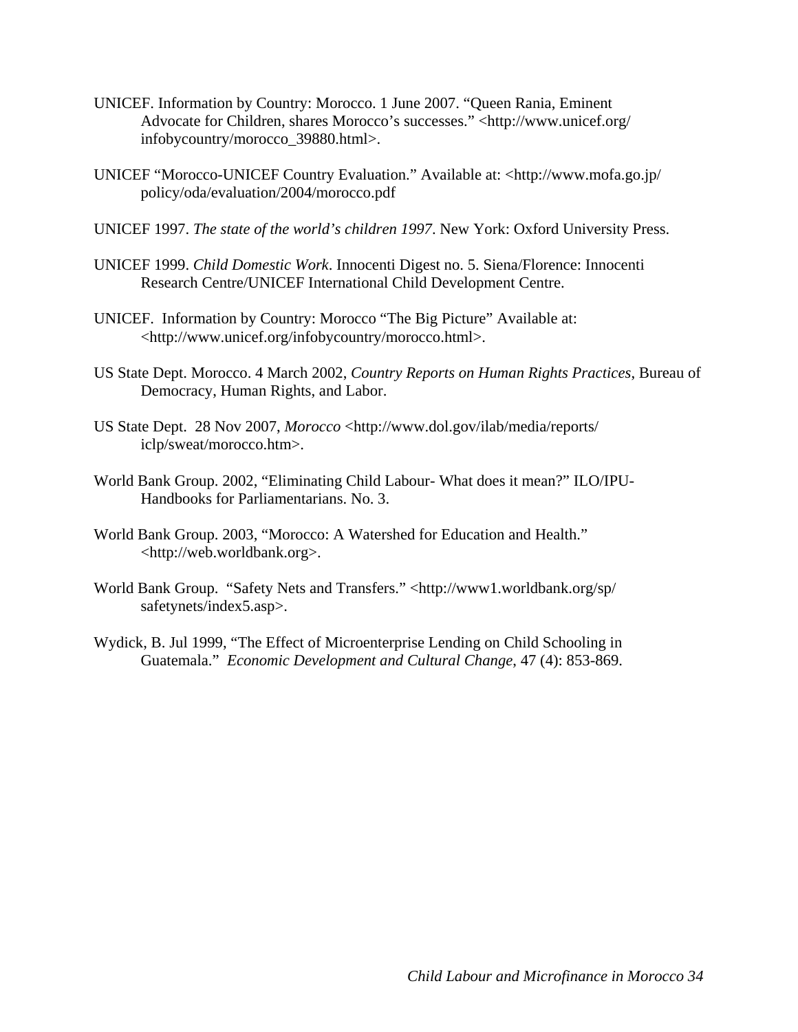UNICEF. Information by Country: Morocco. 1 June 2007. "Queen Rania, Eminent Advocate for Children, shares Morocco's successes." <http://www.unicef.org/infobycountry/morocco_39880.html>.

UNICEF "Morocco-UNICEF Country Evaluation." Available at: <http://www.mofa.go.jp/policy/oda/evaluation/2004/morocco.pdf

UNICEF 1997. *The state of the world's children 1997*. New York: Oxford University Press.

UNICEF 1999. *Child Domestic Work*. Innocenti Digest no. 5. Siena/Florence: Innocenti Research Centre/UNICEF International Child Development Centre.

UNICEF. Information by Country: Morocco "The Big Picture" Available at: <http://www.unicef.org/infobycountry/morocco.html>.

US State Dept. Morocco. 4 March 2002, *Country Reports on Human Rights Practices*, Bureau of Democracy, Human Rights, and Labor.

US State Dept. 28 Nov 2007, *Morocco* <http://www.dol.gov/ilab/media/reports/iclp/sweat/morocco.htm>.

World Bank Group. 2002, "Eliminating Child Labour- What does it mean?" ILO/IPU-Handbooks for Parliamentarians. No. 3.

World Bank Group. 2003, "Morocco: A Watershed for Education and Health." <http://web.worldbank.org>.

World Bank Group. "Safety Nets and Transfers." <http://www1.worldbank.org/sp/safetynets/index5.asp>.

Wydick, B. Jul 1999, "The Effect of Microenterprise Lending on Child Schooling in Guatemala." *Economic Development and Cultural Change*, 47 (4): 853-869.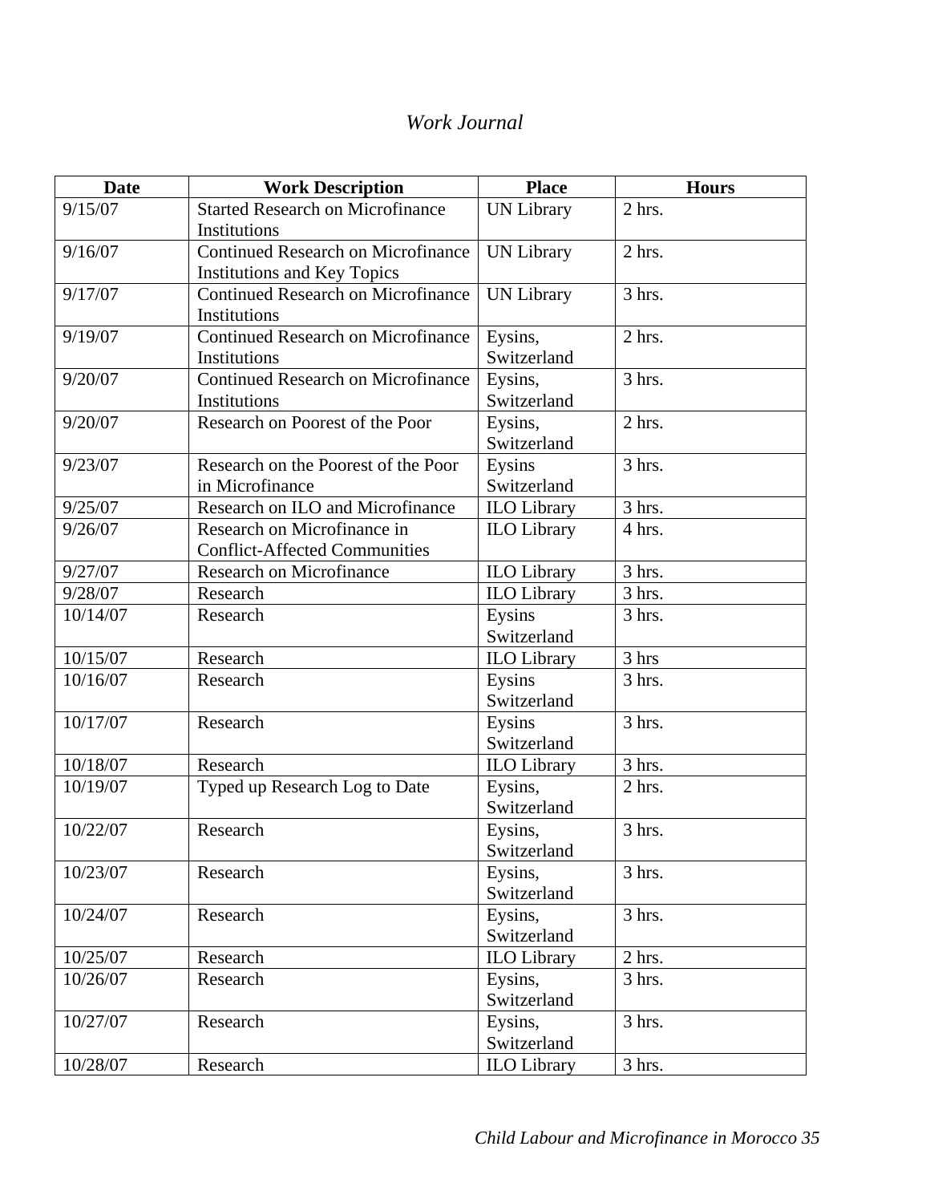*Work Journal*

| Date | Work Description | Place | Hours |
|---|---|---|---|
| 9/15/07 | Started Research on Microfinance Institutions | UN Library | 2 hrs. |
| 9/16/07 | Continued Research on Microfinance Institutions and Key Topics | UN Library | 2 hrs. |
| 9/17/07 | Continued Research on Microfinance Institutions | UN Library | 3 hrs. |
| 9/19/07 | Continued Research on Microfinance Institutions | Eysins, Switzerland | 2 hrs. |
| 9/20/07 | Continued Research on Microfinance Institutions | Eysins, Switzerland | 3 hrs. |
| 9/20/07 | Research on Poorest of the Poor | Eysins, Switzerland | 2 hrs. |
| 9/23/07 | Research on the Poorest of the Poor in Microfinance | Eysins Switzerland | 3 hrs. |
| 9/25/07 | Research on ILO and Microfinance | ILO Library | 3 hrs. |
| 9/26/07 | Research on Microfinance in Conflict-Affected Communities | ILO Library | 4 hrs. |
| 9/27/07 | Research on Microfinance | ILO Library | 3 hrs. |
| 9/28/07 | Research | ILO Library | 3 hrs. |
| 10/14/07 | Research | Eysins Switzerland | 3 hrs. |
| 10/15/07 | Research | ILO Library | 3 hrs |
| 10/16/07 | Research | Eysins Switzerland | 3 hrs. |
| 10/17/07 | Research | Eysins Switzerland | 3 hrs. |
| 10/18/07 | Research | ILO Library | 3 hrs. |
| 10/19/07 | Typed up Research Log to Date | Eysins, Switzerland | 2 hrs. |
| 10/22/07 | Research | Eysins, Switzerland | 3 hrs. |
| 10/23/07 | Research | Eysins, Switzerland | 3 hrs. |
| 10/24/07 | Research | Eysins, Switzerland | 3 hrs. |
| 10/25/07 | Research | ILO Library | 2 hrs. |
| 10/26/07 | Research | Eysins, Switzerland | 3 hrs. |
| 10/27/07 | Research | Eysins, Switzerland | 3 hrs. |
| 10/28/07 | Research | ILO Library | 3 hrs. |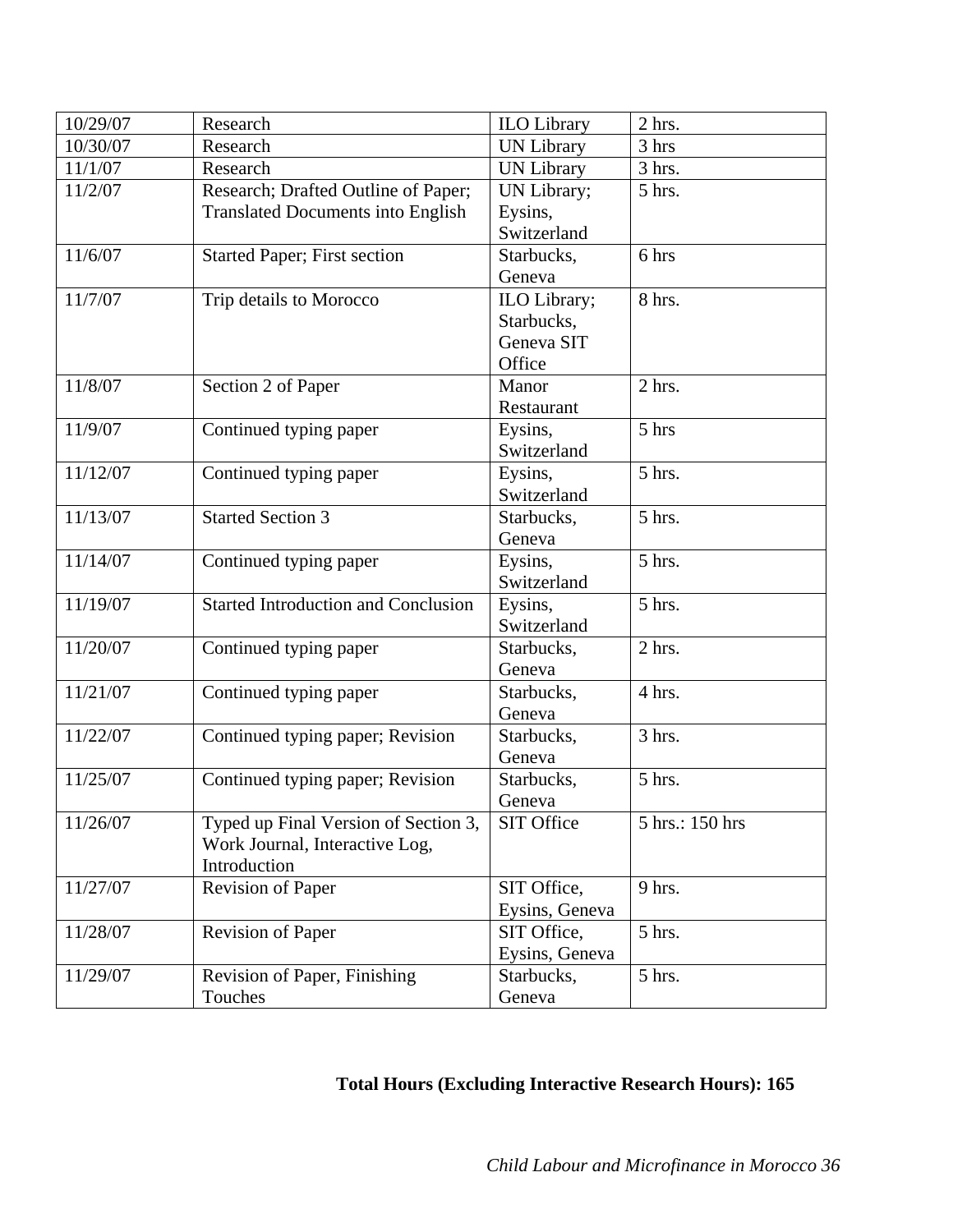| 10/29/07 | Research | ILO Library | 2 hrs. |
|---|---|---|---|
| 10/30/07 | Research | UN Library | 3 hrs |
| 11/1/07 | Research | UN Library | 3 hrs. |
| 11/2/07 | Research; Drafted Outline of Paper; Translated Documents into English | UN Library; Eysins, Switzerland | 5 hrs. |
| 11/6/07 | Started Paper; First section | Starbucks, Geneva | 6 hrs |
| 11/7/07 | Trip details to Morocco | ILO Library; Starbucks, Geneva SIT Office | 8 hrs. |
| 11/8/07 | Section 2 of Paper | Manor Restaurant | 2 hrs. |
| 11/9/07 | Continued typing paper | Eysins, Switzerland | 5 hrs |
| 11/12/07 | Continued typing paper | Eysins, Switzerland | 5 hrs. |
| 11/13/07 | Started Section 3 | Starbucks, Geneva | 5 hrs. |
| 11/14/07 | Continued typing paper | Eysins, Switzerland | 5 hrs. |
| 11/19/07 | Started Introduction and Conclusion | Eysins, Switzerland | 5 hrs. |
| 11/20/07 | Continued typing paper | Starbucks, Geneva | 2 hrs. |
| 11/21/07 | Continued typing paper | Starbucks, Geneva | 4 hrs. |
| 11/22/07 | Continued typing paper; Revision | Starbucks, Geneva | 3 hrs. |
| 11/25/07 | Continued typing paper; Revision | Starbucks, Geneva | 5 hrs. |
| 11/26/07 | Typed up Final Version of Section 3, Work Journal, Interactive Log, Introduction | SIT Office | 5 hrs.: 150 hrs |
| 11/27/07 | Revision of Paper | SIT Office, Eysins, Geneva | 9 hrs. |
| 11/28/07 | Revision of Paper | SIT Office, Eysins, Geneva | 5 hrs. |
| 11/29/07 | Revision of Paper, Finishing Touches | Starbucks, Geneva | 5 hrs. |

**Total Hours (Excluding Interactive Research Hours): 165**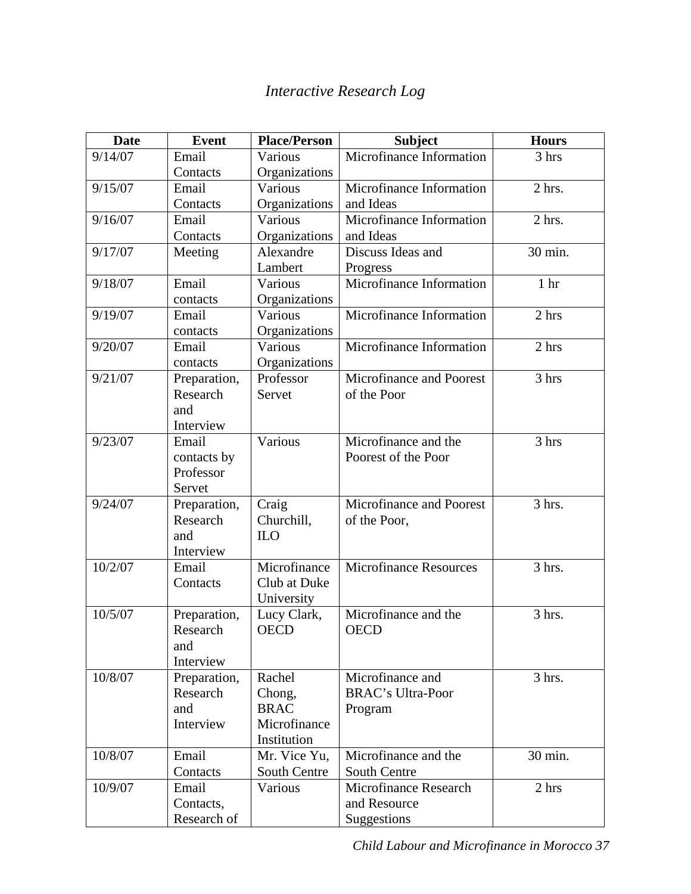*Interactive Research Log*

| Date | Event | Place/Person | Subject | Hours |
|---|---|---|---|---|
| 9/14/07 | Email Contacts | Various Organizations | Microfinance Information | 3 hrs |
| 9/15/07 | Email Contacts | Various Organizations | Microfinance Information and Ideas | 2 hrs. |
| 9/16/07 | Email Contacts | Various Organizations | Microfinance Information and Ideas | 2 hrs. |
| 9/17/07 | Meeting | Alexandre Lambert | Discuss Ideas and Progress | 30 min. |
| 9/18/07 | Email contacts | Various Organizations | Microfinance Information | 1 hr |
| 9/19/07 | Email contacts | Various Organizations | Microfinance Information | 2 hrs |
| 9/20/07 | Email contacts | Various Organizations | Microfinance Information | 2 hrs |
| 9/21/07 | Preparation, Research and Interview | Professor Servet | Microfinance and Poorest of the Poor | 3 hrs |
| 9/23/07 | Email contacts by Professor Servet | Various | Microfinance and the Poorest of the Poor | 3 hrs |
| 9/24/07 | Preparation, Research and Interview | Craig Churchill, ILO | Microfinance and Poorest of the Poor, | 3 hrs. |
| 10/2/07 | Email Contacts | Microfinance Club at Duke University | Microfinance Resources | 3 hrs. |
| 10/5/07 | Preparation, Research and Interview | Lucy Clark, OECD | Microfinance and the OECD | 3 hrs. |
| 10/8/07 | Preparation, Research and Interview | Rachel Chong, BRAC Microfinance Institution | Microfinance and BRAC's Ultra-Poor Program | 3 hrs. |
| 10/8/07 | Email Contacts | Mr. Vice Yu, South Centre | Microfinance and the South Centre | 30 min. |
| 10/9/07 | Email Contacts, Research of | Various | Microfinance Research and Resource Suggestions | 2 hrs |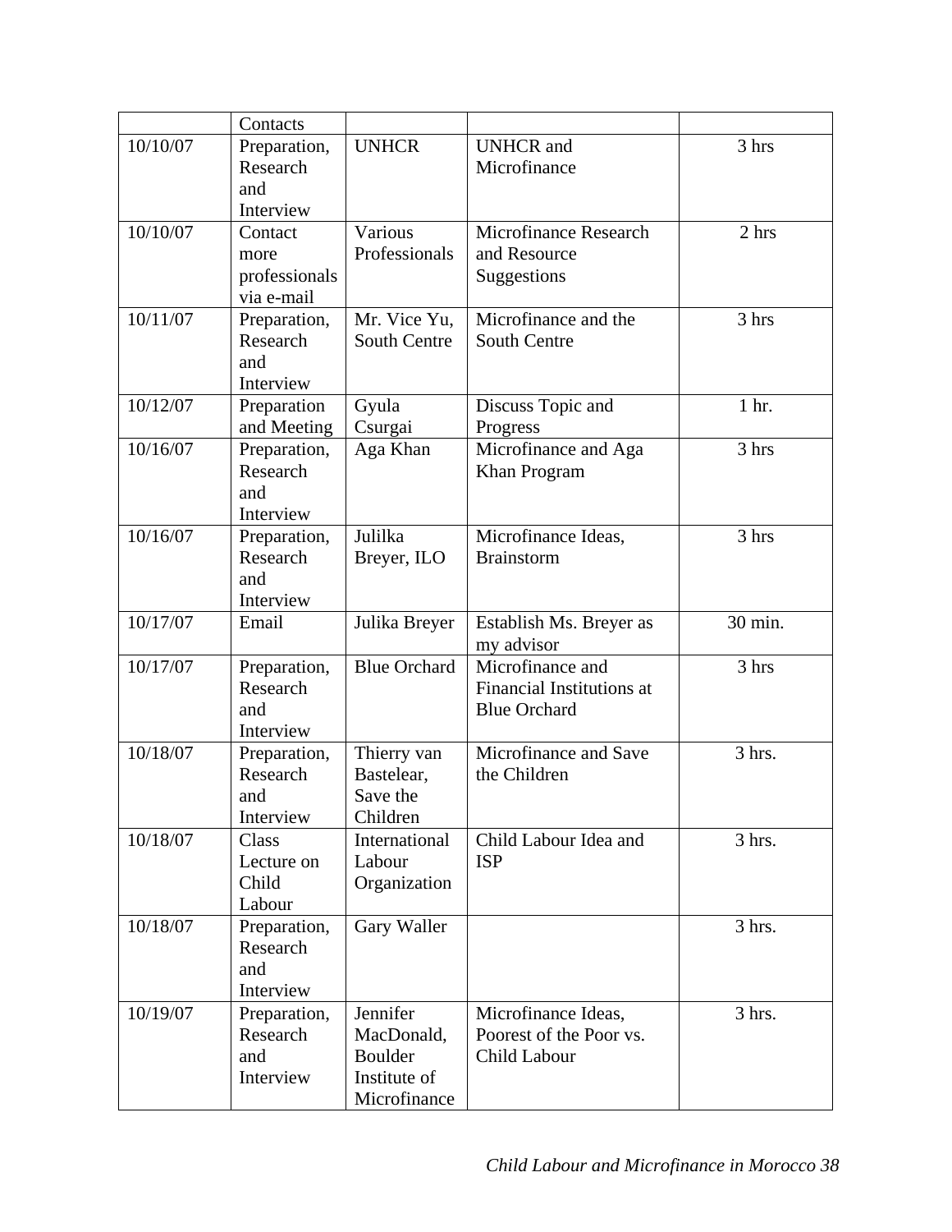| | Contacts | | | |
|---|---|---|---|---|
| 10/10/07 | Preparation, Research and Interview | UNHCR | UNHCR and Microfinance | 3 hrs |
| 10/10/07 | Contact more professionals via e-mail | Various Professionals | Microfinance Research and Resource Suggestions | 2 hrs |
| 10/11/07 | Preparation, Research and Interview | Mr. Vice Yu, South Centre | Microfinance and the South Centre | 3 hrs |
| 10/12/07 | Preparation and Meeting | Gyula Csurgai | Discuss Topic and Progress | 1 hr. |
| 10/16/07 | Preparation, Research and Interview | Aga Khan | Microfinance and Aga Khan Program | 3 hrs |
| 10/16/07 | Preparation, Research and Interview | Julilka Breyer, ILO | Microfinance Ideas, Brainstorm | 3 hrs |
| 10/17/07 | Email | Julika Breyer | Establish Ms. Breyer as my advisor | 30 min. |
| 10/17/07 | Preparation, Research and Interview | Blue Orchard | Microfinance and Financial Institutions at Blue Orchard | 3 hrs |
| 10/18/07 | Preparation, Research and Interview | Thierry van Bastelear, Save the Children | Microfinance and Save the Children | 3 hrs. |
| 10/18/07 | Class Lecture on Child Labour | International Labour Organization | Child Labour Idea and ISP | 3 hrs. |
| 10/18/07 | Preparation, Research and Interview | Gary Waller | | 3 hrs. |
| 10/19/07 | Preparation, Research and Interview | Jennifer MacDonald, Boulder Institute of Microfinance | Microfinance Ideas, Poorest of the Poor vs. Child Labour | 3 hrs. |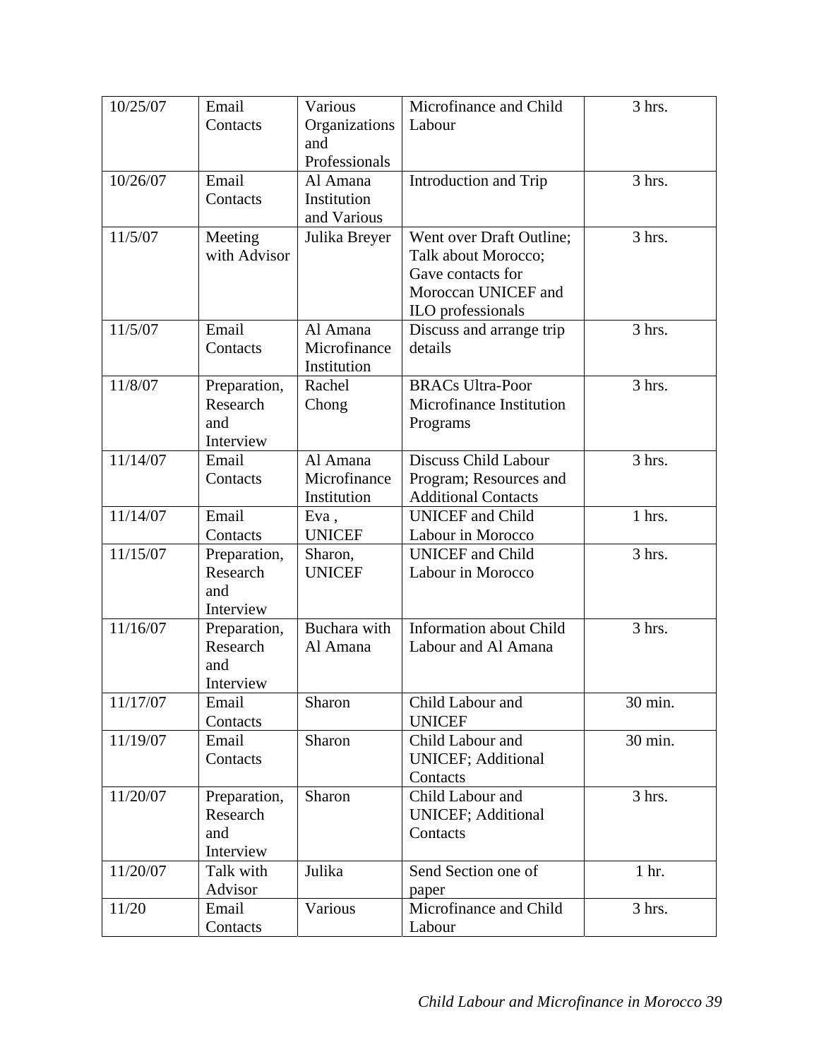| 10/25/07 | Email Contacts | Various Organizations and Professionals | Microfinance and Child Labour | 3 hrs. |
|---|---|---|---|---|
| 10/26/07 | Email Contacts | Al Amana Institution and Various | Introduction and Trip | 3 hrs. |
| 11/5/07 | Meeting with Advisor | Julika Breyer | Went over Draft Outline; Talk about Morocco; Gave contacts for Moroccan UNICEF and ILO professionals | 3 hrs. |
| 11/5/07 | Email Contacts | Al Amana Microfinance Institution | Discuss and arrange trip details | 3 hrs. |
| 11/8/07 | Preparation, Research and Interview | Rachel Chong | BRACs Ultra-Poor Microfinance Institution Programs | 3 hrs. |
| 11/14/07 | Email Contacts | Al Amana Microfinance Institution | Discuss Child Labour Program; Resources and Additional Contacts | 3 hrs. |
| 11/14/07 | Email Contacts | Eva , UNICEF | UNICEF and Child Labour in Morocco | 1 hrs. |
| 11/15/07 | Preparation, Research and Interview | Sharon, UNICEF | UNICEF and Child Labour in Morocco | 3 hrs. |
| 11/16/07 | Preparation, Research and Interview | Buchara with Al Amana | Information about Child Labour and Al Amana | 3 hrs. |
| 11/17/07 | Email Contacts | Sharon | Child Labour and UNICEF | 30 min. |
| 11/19/07 | Email Contacts | Sharon | Child Labour and UNICEF; Additional Contacts | 30 min. |
| 11/20/07 | Preparation, Research and Interview | Sharon | Child Labour and UNICEF; Additional Contacts | 3 hrs. |
| 11/20/07 | Talk with Advisor | Julika | Send Section one of paper | 1 hr. |
| 11/20 | Email Contacts | Various | Microfinance and Child Labour | 3 hrs. |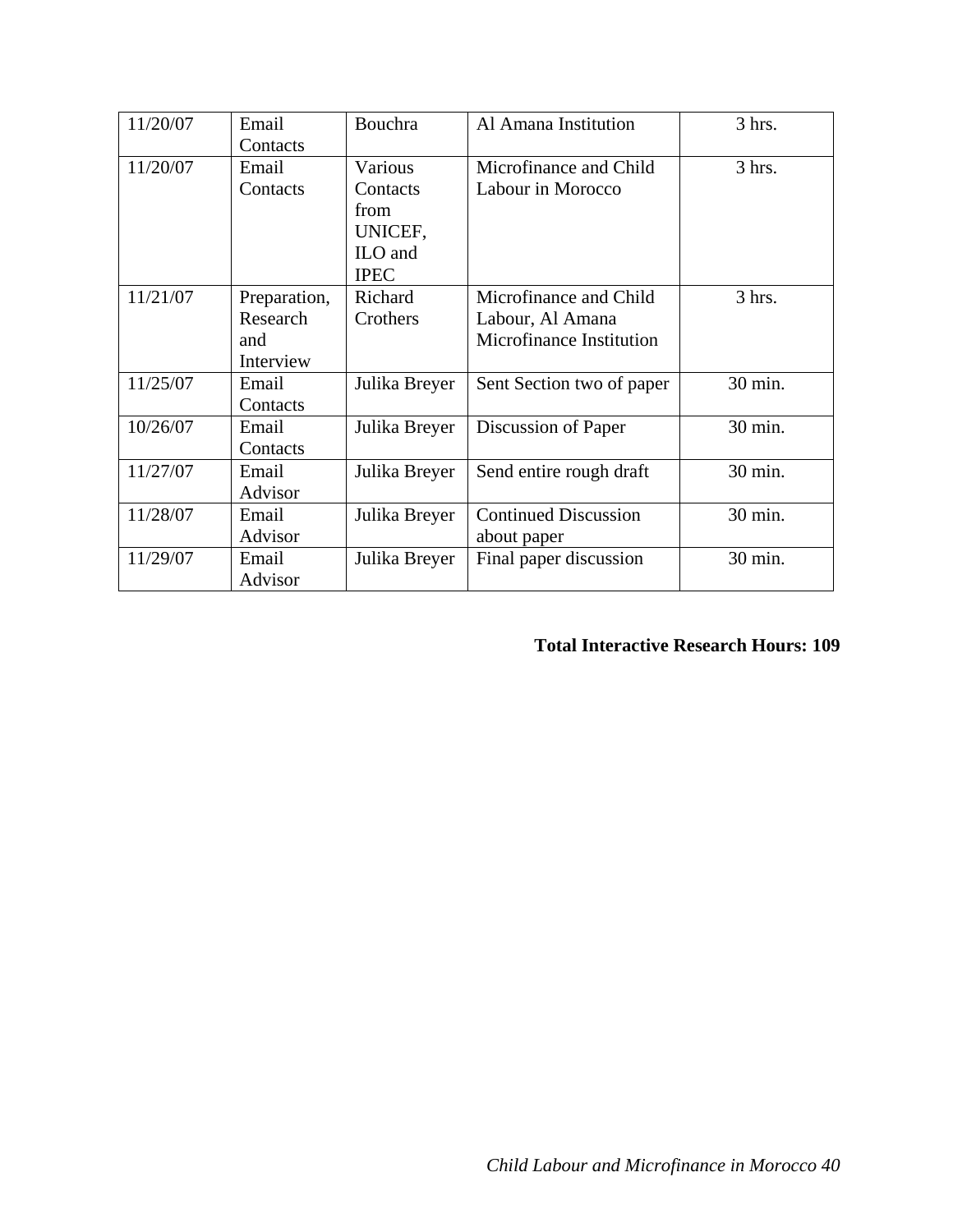| 11/20/07 | Email Contacts | Bouchra | Al Amana Institution | 3 hrs. |
|---|---|---|---|---|
| 11/20/07 | Email Contacts | Various Contacts from UNICEF, ILO and IPEC | Microfinance and Child Labour in Morocco | 3 hrs. |
| 11/21/07 | Preparation, Research and Interview | Richard Crothers | Microfinance and Child Labour, Al Amana Microfinance Institution | 3 hrs. |
| 11/25/07 | Email Contacts | Julika Breyer | Sent Section two of paper | 30 min. |
| 10/26/07 | Email Contacts | Julika Breyer | Discussion of Paper | 30 min. |
| 11/27/07 | Email Advisor | Julika Breyer | Send entire rough draft | 30 min. |
| 11/28/07 | Email Advisor | Julika Breyer | Continued Discussion about paper | 30 min. |
| 11/29/07 | Email Advisor | Julika Breyer | Final paper discussion | 30 min. |

**Total Interactive Research Hours: 109**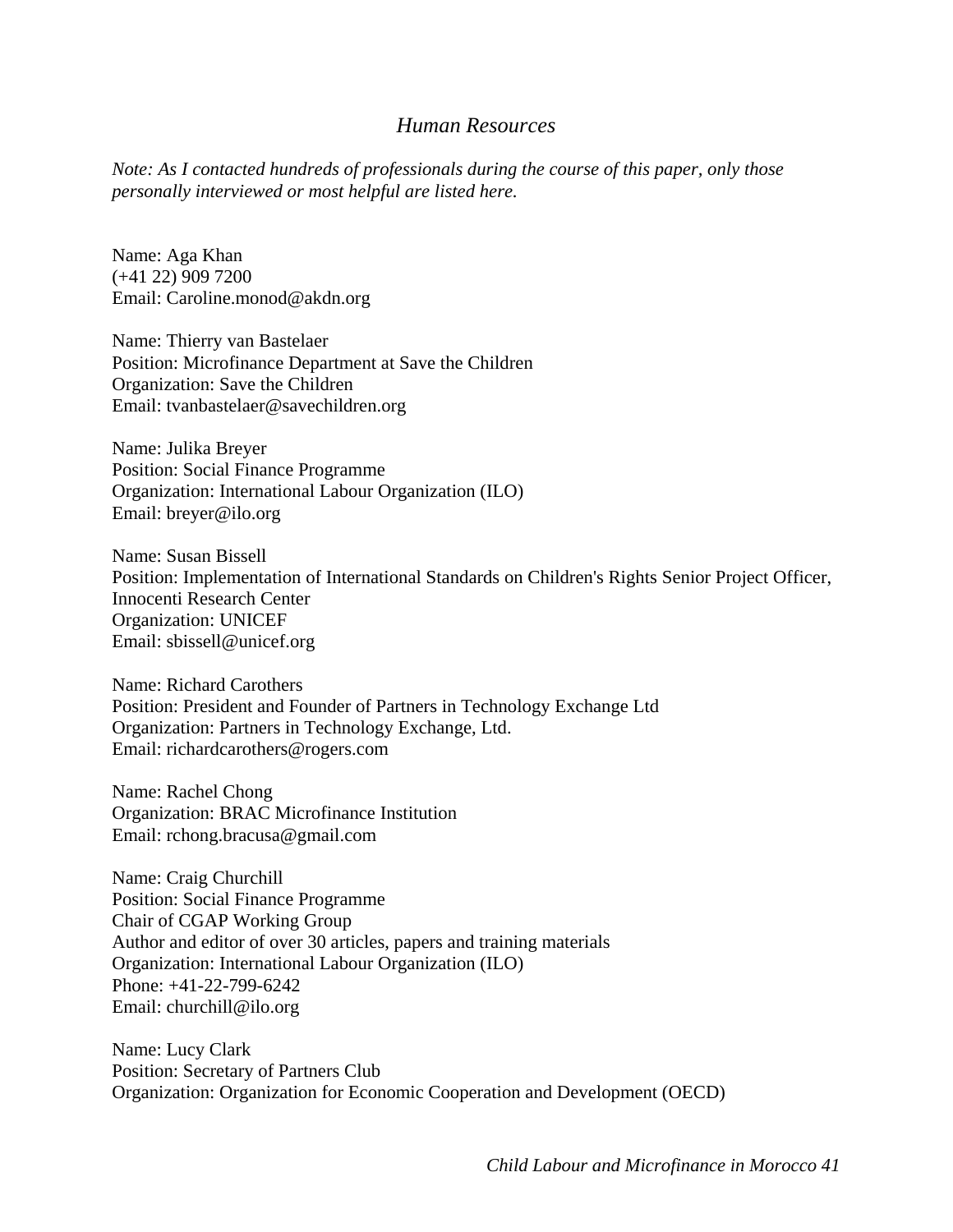## *Human Resources*

*Note: As I contacted hundreds of professionals during the course of this paper, only those personally interviewed or most helpful are listed here.*

Name: Aga Khan
(+41 22) 909 7200
Email: Caroline.monod@akdn.org

Name: Thierry van Bastelaer
Position: Microfinance Department at Save the Children
Organization: Save the Children
Email: tvanbastelaer@savechildren.org

Name: Julika Breyer
Position: Social Finance Programme
Organization: International Labour Organization (ILO)
Email: breyer@ilo.org

Name: Susan Bissell
Position: Implementation of International Standards on Children's Rights Senior Project Officer, Innocenti Research Center
Organization: UNICEF
Email: sbissell@unicef.org

Name: Richard Carothers
Position: President and Founder of Partners in Technology Exchange Ltd
Organization: Partners in Technology Exchange, Ltd.
Email: richardcarothers@rogers.com

Name: Rachel Chong
Organization: BRAC Microfinance Institution
Email: rchong.bracusa@gmail.com

Name: Craig Churchill
Position: Social Finance Programme
Chair of CGAP Working Group
Author and editor of over 30 articles, papers and training materials
Organization: International Labour Organization (ILO)
Phone: +41-22-799-6242
Email: churchill@ilo.org

Name: Lucy Clark
Position: Secretary of Partners Club
Organization: Organization for Economic Cooperation and Development (OECD)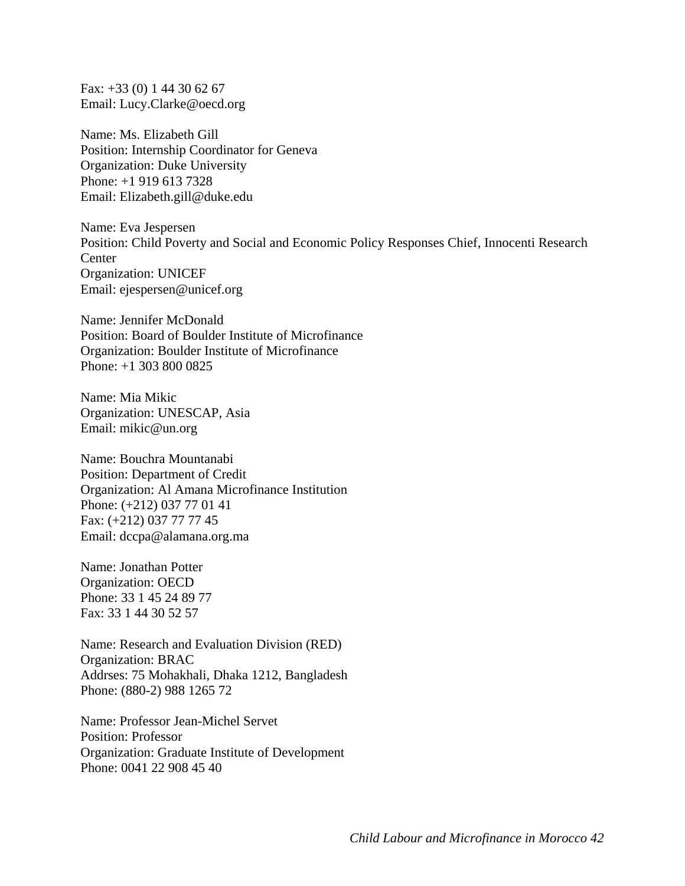Fax: +33 (0) 1 44 30 62 67
Email: Lucy.Clarke@oecd.org

Name: Ms. Elizabeth Gill
Position: Internship Coordinator for Geneva
Organization: Duke University
Phone: +1 919 613 7328
Email: Elizabeth.gill@duke.edu

Name: Eva Jespersen
Position: Child Poverty and Social and Economic Policy Responses Chief, Innocenti Research Center
Organization: UNICEF
Email: ejespersen@unicef.org

Name: Jennifer McDonald
Position: Board of Boulder Institute of Microfinance
Organization: Boulder Institute of Microfinance
Phone: +1 303 800 0825

Name: Mia Mikic
Organization: UNESCAP, Asia
Email: mikic@un.org

Name: Bouchra Mountanabi
Position: Department of Credit
Organization: Al Amana Microfinance Institution
Phone: (+212) 037 77 01 41
Fax: (+212) 037 77 77 45
Email: dccpa@alamana.org.ma

Name: Jonathan Potter
Organization: OECD
Phone: 33 1 45 24 89 77
Fax: 33 1 44 30 52 57

Name: Research and Evaluation Division (RED)
Organization: BRAC
Addrses: 75 Mohakhali, Dhaka 1212, Bangladesh
Phone: (880-2) 988 1265 72

Name: Professor Jean-Michel Servet
Position: Professor
Organization: Graduate Institute of Development
Phone: 0041 22 908 45 40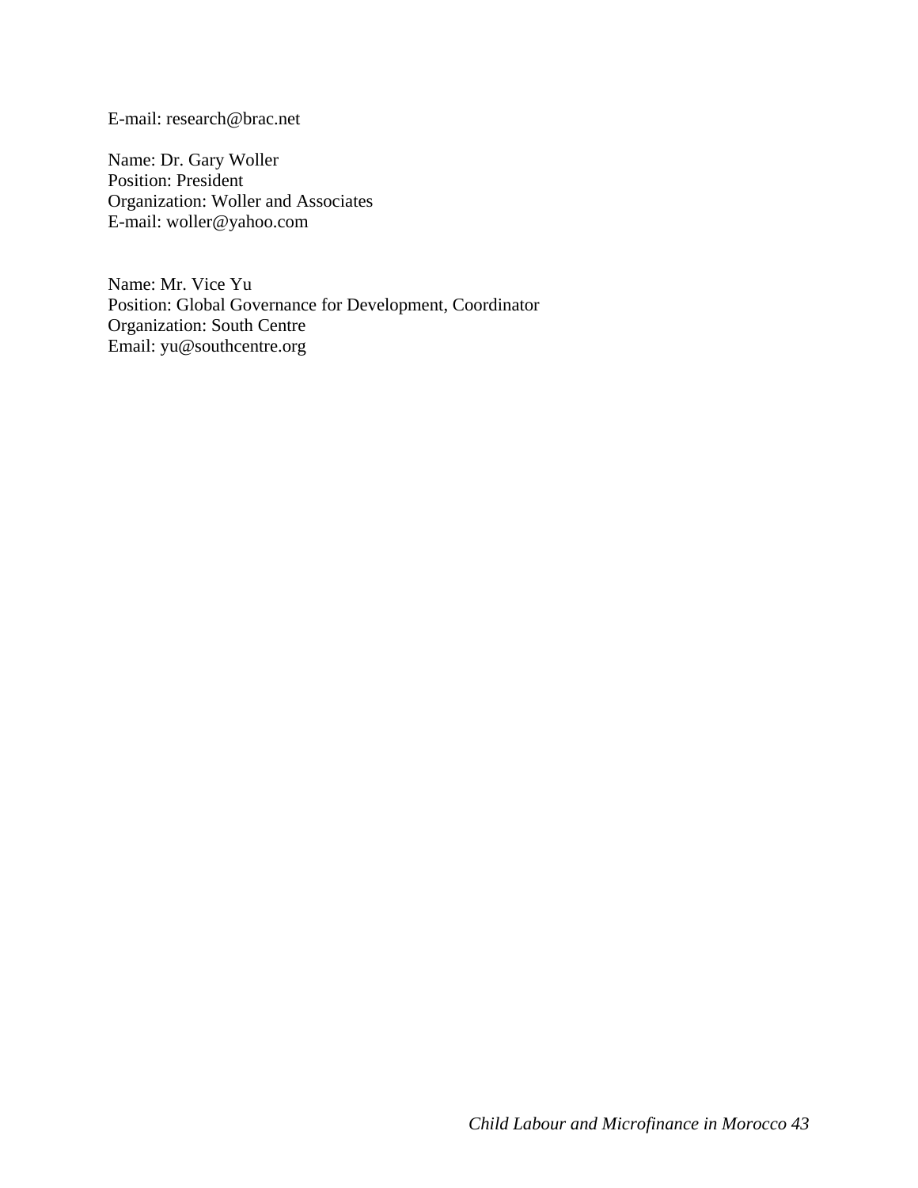E-mail: research@brac.net

Name: Dr. Gary Woller
Position: President
Organization: Woller and Associates
E-mail: woller@yahoo.com

Name: Mr. Vice Yu
Position: Global Governance for Development, Coordinator
Organization: South Centre
Email: yu@southcentre.org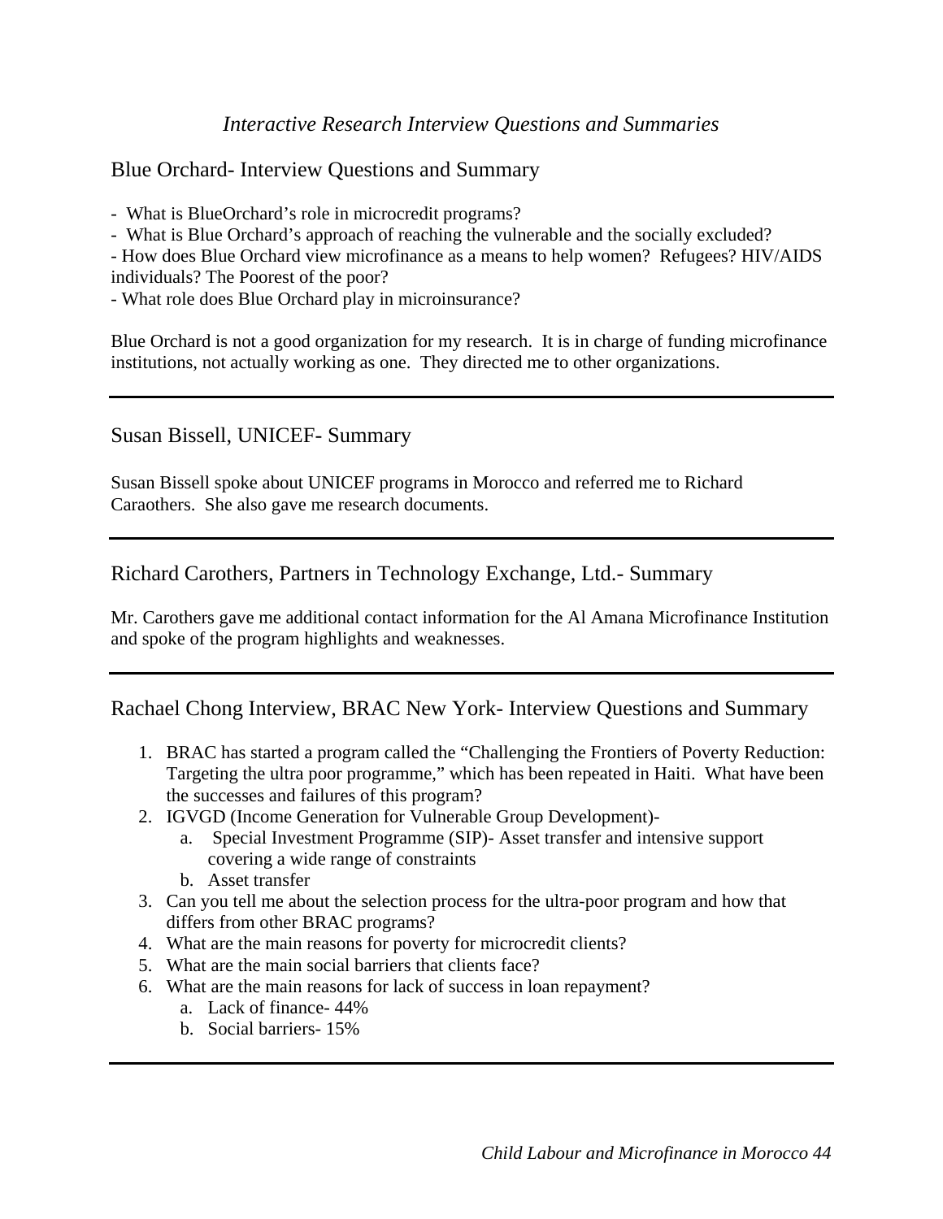*Interactive Research Interview Questions and Summaries*

## Blue Orchard- Interview Questions and Summary

- What is BlueOrchard's role in microcredit programs?
- What is Blue Orchard's approach of reaching the vulnerable and the socially excluded?
- How does Blue Orchard view microfinance as a means to help women? Refugees? HIV/AIDS individuals? The Poorest of the poor?
- What role does Blue Orchard play in microinsurance?

Blue Orchard is not a good organization for my research. It is in charge of funding microfinance institutions, not actually working as one. They directed me to other organizations.

---

## Susan Bissell, UNICEF- Summary

Susan Bissell spoke about UNICEF programs in Morocco and referred me to Richard Caraothers. She also gave me research documents.

---

## Richard Carothers, Partners in Technology Exchange, Ltd.- Summary

Mr. Carothers gave me additional contact information for the Al Amana Microfinance Institution and spoke of the program highlights and weaknesses.

---

## Rachael Chong Interview, BRAC New York- Interview Questions and Summary

1. BRAC has started a program called the "Challenging the Frontiers of Poverty Reduction: Targeting the ultra poor programme," which has been repeated in Haiti. What have been the successes and failures of this program?
2. IGVGD (Income Generation for Vulnerable Group Development)-
    a. Special Investment Programme (SIP)- Asset transfer and intensive support covering a wide range of constraints
    b. Asset transfer
3. Can you tell me about the selection process for the ultra-poor program and how that differs from other BRAC programs?
4. What are the main reasons for poverty for microcredit clients?
5. What are the main social barriers that clients face?
6. What are the main reasons for lack of success in loan repayment?
    a. Lack of finance- 44%
    b. Social barriers- 15%

---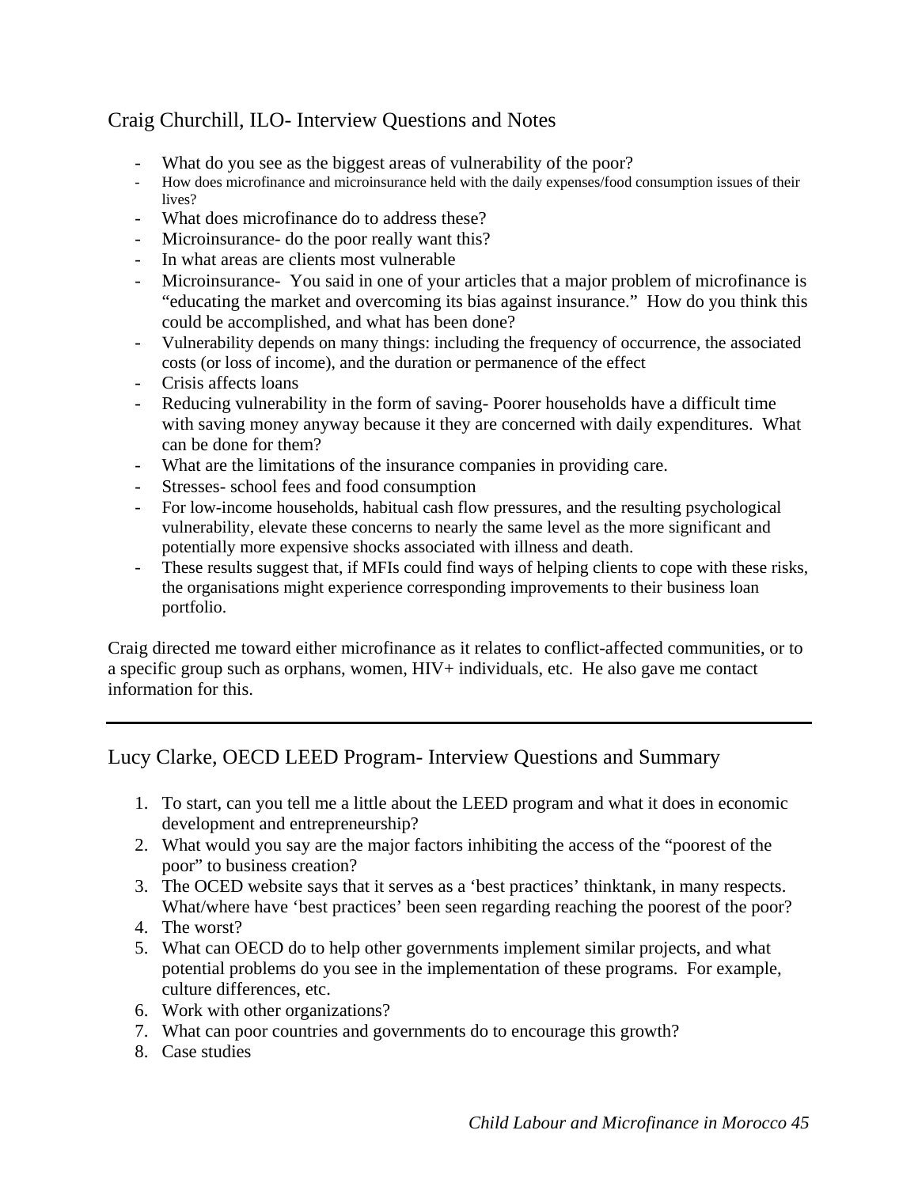## Craig Churchill, ILO- Interview Questions and Notes

- What do you see as the biggest areas of vulnerability of the poor?
- How does microfinance and microinsurance held with the daily expenses/food consumption issues of their lives?
- What does microfinance do to address these?
- Microinsurance- do the poor really want this?
- In what areas are clients most vulnerable
- Microinsurance- You said in one of your articles that a major problem of microfinance is "educating the market and overcoming its bias against insurance." How do you think this could be accomplished, and what has been done?
- Vulnerability depends on many things: including the frequency of occurrence, the associated costs (or loss of income), and the duration or permanence of the effect
- Crisis affects loans
- Reducing vulnerability in the form of saving- Poorer households have a difficult time with saving money anyway because it they are concerned with daily expenditures. What can be done for them?
- What are the limitations of the insurance companies in providing care.
- Stresses- school fees and food consumption
- For low-income households, habitual cash flow pressures, and the resulting psychological vulnerability, elevate these concerns to nearly the same level as the more significant and potentially more expensive shocks associated with illness and death.
- These results suggest that, if MFIs could find ways of helping clients to cope with these risks, the organisations might experience corresponding improvements to their business loan portfolio.

Craig directed me toward either microfinance as it relates to conflict-affected communities, or to a specific group such as orphans, women, HIV+ individuals, etc. He also gave me contact information for this.

---

## Lucy Clarke, OECD LEED Program- Interview Questions and Summary

1. To start, can you tell me a little about the LEED program and what it does in economic development and entrepreneurship?
2. What would you say are the major factors inhibiting the access of the "poorest of the poor" to business creation?
3. The OCED website says that it serves as a 'best practices' thinktank, in many respects. What/where have 'best practices' been seen regarding reaching the poorest of the poor?
4. The worst?
5. What can OECD do to help other governments implement similar projects, and what potential problems do you see in the implementation of these programs. For example, culture differences, etc.
6. Work with other organizations?
7. What can poor countries and governments do to encourage this growth?
8. Case studies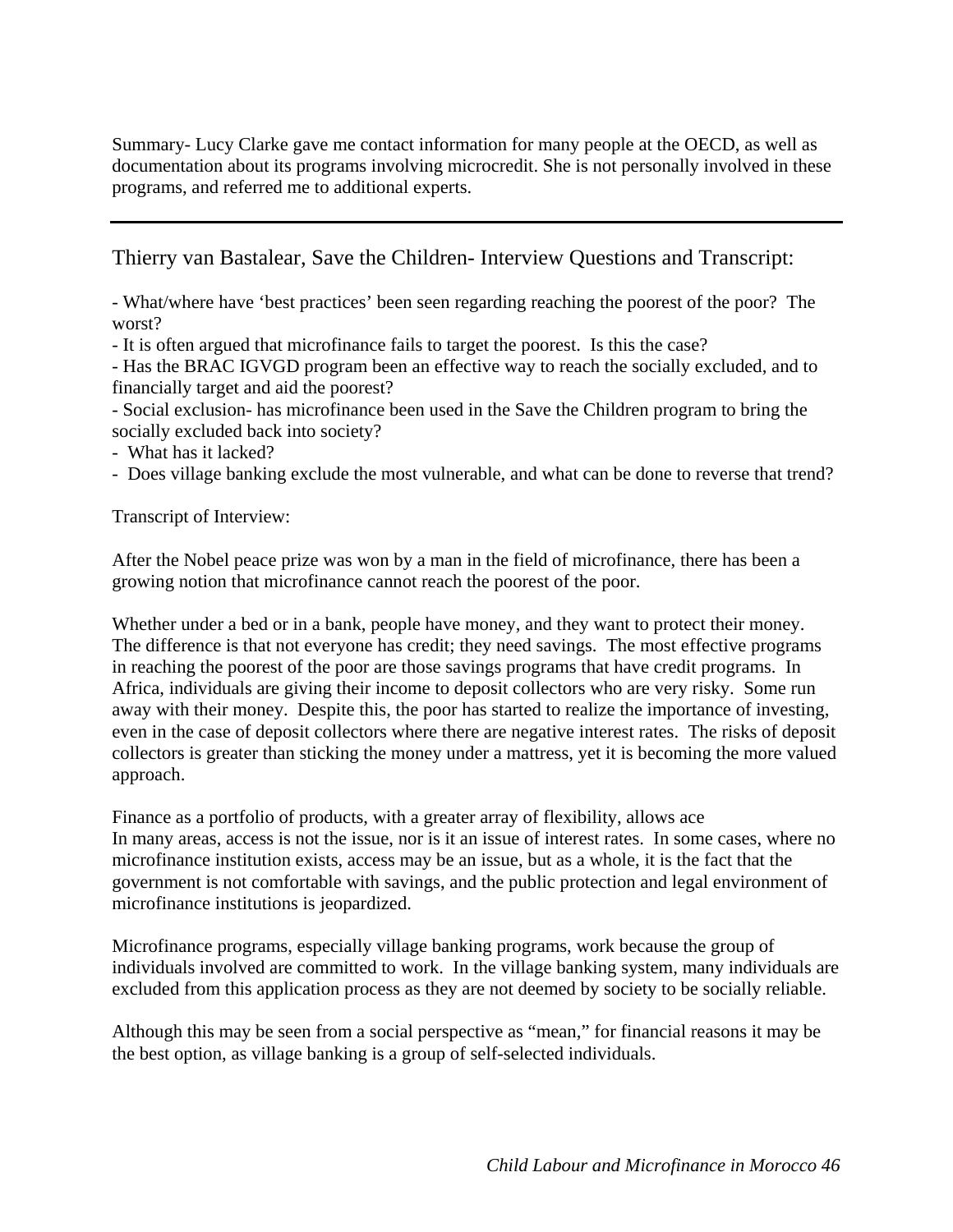Summary- Lucy Clarke gave me contact information for many people at the OECD, as well as documentation about its programs involving microcredit. She is not personally involved in these programs, and referred me to additional experts.

---

## Thierry van Bastalear, Save the Children- Interview Questions and Transcript:

- What/where have 'best practices' been seen regarding reaching the poorest of the poor? The worst?
- It is often argued that microfinance fails to target the poorest. Is this the case?
- Has the BRAC IGVGD program been an effective way to reach the socially excluded, and to financially target and aid the poorest?
- Social exclusion- has microfinance been used in the Save the Children program to bring the socially excluded back into society?
- What has it lacked?
- Does village banking exclude the most vulnerable, and what can be done to reverse that trend?

Transcript of Interview:

After the Nobel peace prize was won by a man in the field of microfinance, there has been a growing notion that microfinance cannot reach the poorest of the poor.

Whether under a bed or in a bank, people have money, and they want to protect their money. The difference is that not everyone has credit; they need savings. The most effective programs in reaching the poorest of the poor are those savings programs that have credit programs. In Africa, individuals are giving their income to deposit collectors who are very risky. Some run away with their money. Despite this, the poor has started to realize the importance of investing, even in the case of deposit collectors where there are negative interest rates. The risks of deposit collectors is greater than sticking the money under a mattress, yet it is becoming the more valued approach.

Finance as a portfolio of products, with a greater array of flexibility, allows ace
In many areas, access is not the issue, nor is it an issue of interest rates. In some cases, where no microfinance institution exists, access may be an issue, but as a whole, it is the fact that the government is not comfortable with savings, and the public protection and legal environment of microfinance institutions is jeopardized.

Microfinance programs, especially village banking programs, work because the group of individuals involved are committed to work. In the village banking system, many individuals are excluded from this application process as they are not deemed by society to be socially reliable.

Although this may be seen from a social perspective as "mean," for financial reasons it may be the best option, as village banking is a group of self-selected individuals.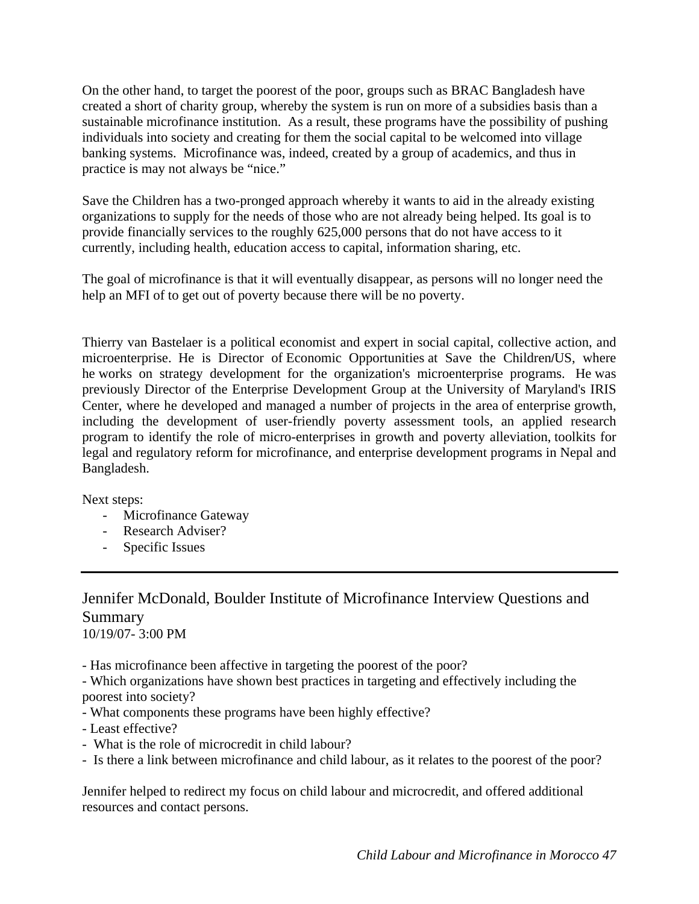On the other hand, to target the poorest of the poor, groups such as BRAC Bangladesh have created a short of charity group, whereby the system is run on more of a subsidies basis than a sustainable microfinance institution. As a result, these programs have the possibility of pushing individuals into society and creating for them the social capital to be welcomed into village banking systems. Microfinance was, indeed, created by a group of academics, and thus in practice is may not always be "nice."

Save the Children has a two-pronged approach whereby it wants to aid in the already existing organizations to supply for the needs of those who are not already being helped. Its goal is to provide financially services to the roughly 625,000 persons that do not have access to it currently, including health, education access to capital, information sharing, etc.

The goal of microfinance is that it will eventually disappear, as persons will no longer need the help an MFI of to get out of poverty because there will be no poverty.

Thierry van Bastelaer is a political economist and expert in social capital, collective action, and microenterprise. He is Director of Economic Opportunities at Save the Children/US, where he works on strategy development for the organization's microenterprise programs. He was previously Director of the Enterprise Development Group at the University of Maryland's IRIS Center, where he developed and managed a number of projects in the area of enterprise growth, including the development of user-friendly poverty assessment tools, an applied research program to identify the role of micro-enterprises in growth and poverty alleviation, toolkits for legal and regulatory reform for microfinance, and enterprise development programs in Nepal and Bangladesh.

Next steps:

- Microfinance Gateway
- Research Adviser?
- Specific Issues

---

## Jennifer McDonald, Boulder Institute of Microfinance Interview Questions and Summary

10/19/07- 3:00 PM

- Has microfinance been affective in targeting the poorest of the poor?
- Which organizations have shown best practices in targeting and effectively including the poorest into society?
- What components these programs have been highly effective?
- Least effective?
- What is the role of microcredit in child labour?
- Is there a link between microfinance and child labour, as it relates to the poorest of the poor?

Jennifer helped to redirect my focus on child labour and microcredit, and offered additional resources and contact persons.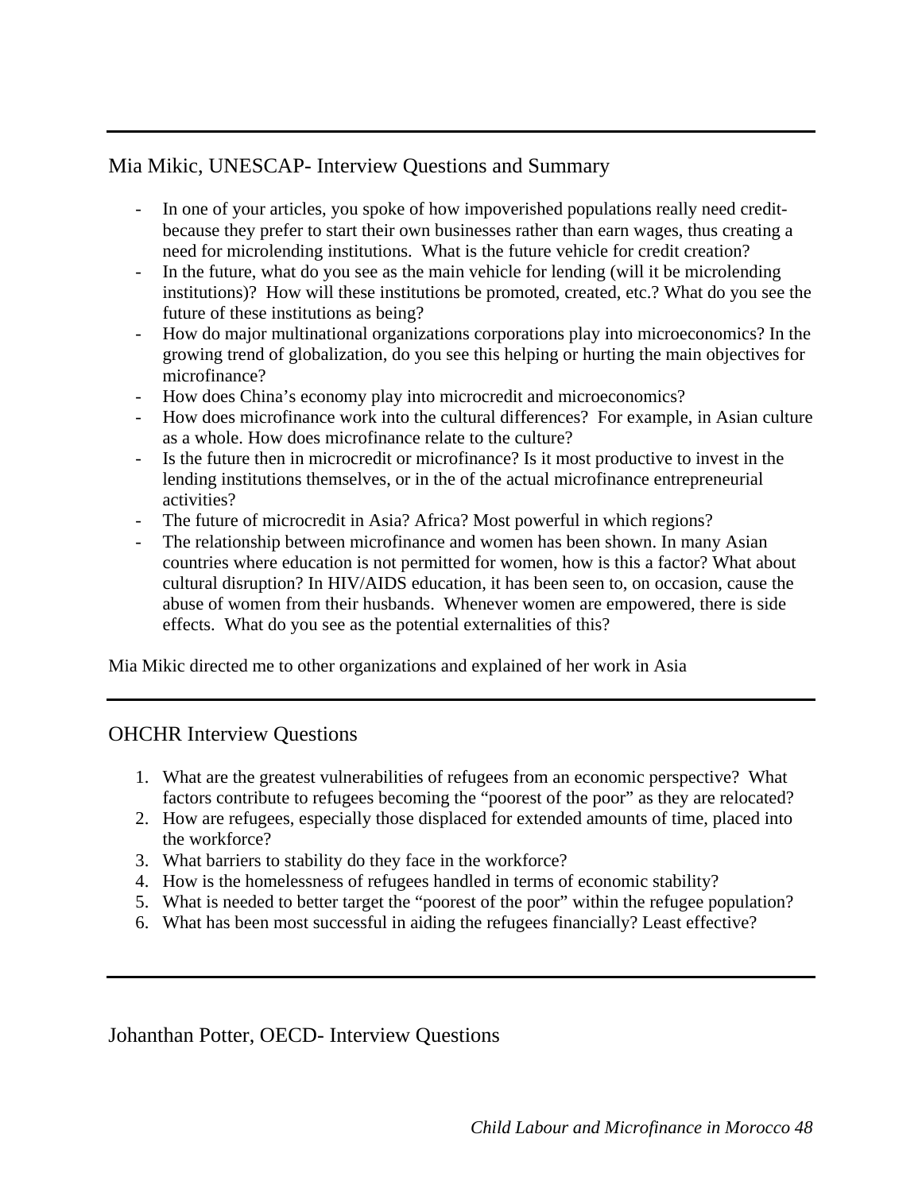---

## Mia Mikic, UNESCAP- Interview Questions and Summary

- In one of your articles, you spoke of how impoverished populations really need credit- because they prefer to start their own businesses rather than earn wages, thus creating a need for microlending institutions. What is the future vehicle for credit creation?
- In the future, what do you see as the main vehicle for lending (will it be microlending institutions)? How will these institutions be promoted, created, etc.? What do you see the future of these institutions as being?
- How do major multinational organizations corporations play into microeconomics? In the growing trend of globalization, do you see this helping or hurting the main objectives for microfinance?
- How does China's economy play into microcredit and microeconomics?
- How does microfinance work into the cultural differences? For example, in Asian culture as a whole. How does microfinance relate to the culture?
- Is the future then in microcredit or microfinance? Is it most productive to invest in the lending institutions themselves, or in the of the actual microfinance entrepreneurial activities?
- The future of microcredit in Asia? Africa? Most powerful in which regions?
- The relationship between microfinance and women has been shown. In many Asian countries where education is not permitted for women, how is this a factor? What about cultural disruption? In HIV/AIDS education, it has been seen to, on occasion, cause the abuse of women from their husbands. Whenever women are empowered, there is side effects. What do you see as the potential externalities of this?

Mia Mikic directed me to other organizations and explained of her work in Asia

---

## OHCHR Interview Questions

1. What are the greatest vulnerabilities of refugees from an economic perspective? What factors contribute to refugees becoming the "poorest of the poor" as they are relocated?
2. How are refugees, especially those displaced for extended amounts of time, placed into the workforce?
3. What barriers to stability do they face in the workforce?
4. How is the homelessness of refugees handled in terms of economic stability?
5. What is needed to better target the "poorest of the poor" within the refugee population?
6. What has been most successful in aiding the refugees financially? Least effective?

---

## Johanthan Potter, OECD- Interview Questions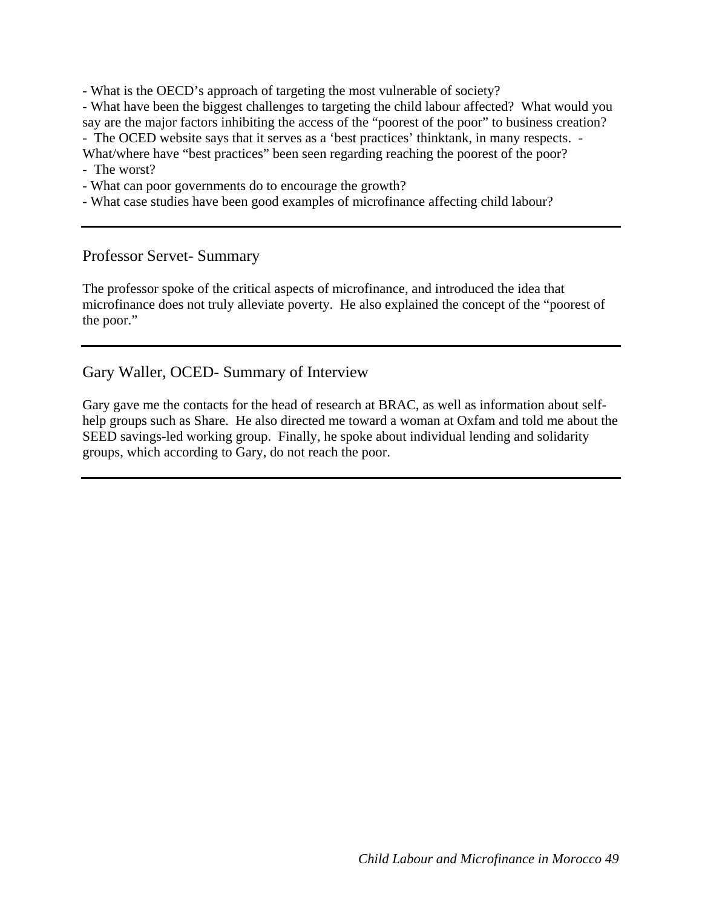- What is the OECD's approach of targeting the most vulnerable of society?
- What have been the biggest challenges to targeting the child labour affected? What would you say are the major factors inhibiting the access of the "poorest of the poor" to business creation?
- The OCED website says that it serves as a 'best practices' thinktank, in many respects. - What/where have "best practices" been seen regarding reaching the poorest of the poor?
- The worst?
- What can poor governments do to encourage the growth?
- What case studies have been good examples of microfinance affecting child labour?

---

## Professor Servet- Summary

The professor spoke of the critical aspects of microfinance, and introduced the idea that microfinance does not truly alleviate poverty. He also explained the concept of the "poorest of the poor."

---

## Gary Waller, OCED- Summary of Interview

Gary gave me the contacts for the head of research at BRAC, as well as information about self-help groups such as Share. He also directed me toward a woman at Oxfam and told me about the SEED savings-led working group. Finally, he spoke about individual lending and solidarity groups, which according to Gary, do not reach the poor.

---